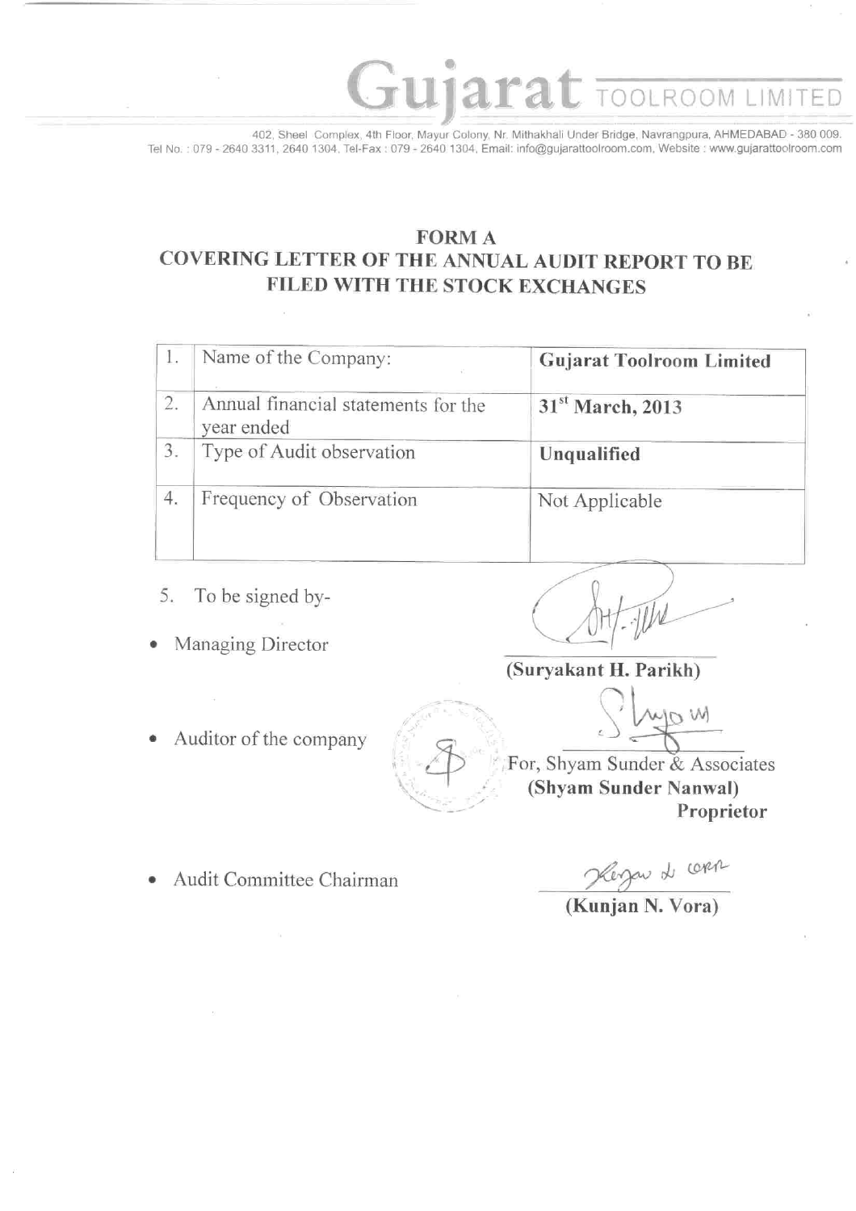# Gujarat TOOLROOM LIMITED

402, Sheel Complex, 4th Floor, Mayur Colony, Nr. Mithakhali Under Bridge, Navrangpura, AHMEDABAD - 380 009.
Tel No. : 079 - 2640 3311, 2640 1304, Tel-Fax : 079 - 2640 1304, Email: info@gujarattoolroom.com, Website : www.gujarattoolroom.com

## FORM A
## COVERING LETTER OF THE ANNUAL AUDIT REPORT TO BE FILED WITH THE STOCK EXCHANGES

| 1. | Name of the Company: | **Gujarat Toolroom Limited** |
|---|---|---|
| 2. | Annual financial statements for the year ended | **31st March, 2013** |
| 3. | Type of Audit observation | **Unqualified** |
| 4. | Frequency of Observation | Not Applicable |

5. To be signed by-

- Managing Director

  **(Suryakant H. Parikh)**

- Auditor of the company

  For, Shyam Sunder & Associates
  **(Shyam Sunder Nanwal)**
  **Proprietor**

- Audit Committee Chairman

  **(Kunjan N. Vora)**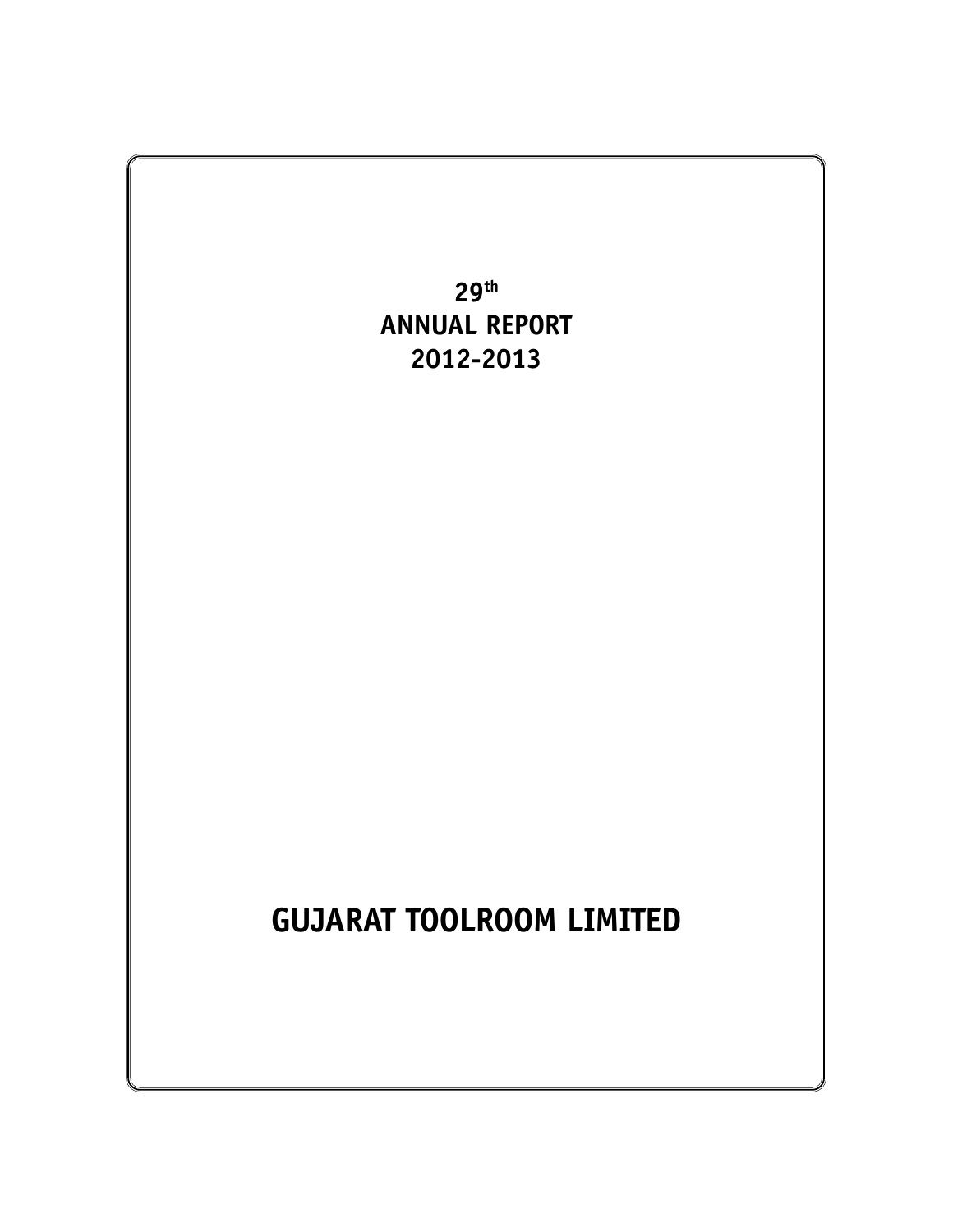# 29th ANNUAL REPORT 2012-2013

# GUJARAT TOOLROOM LIMITED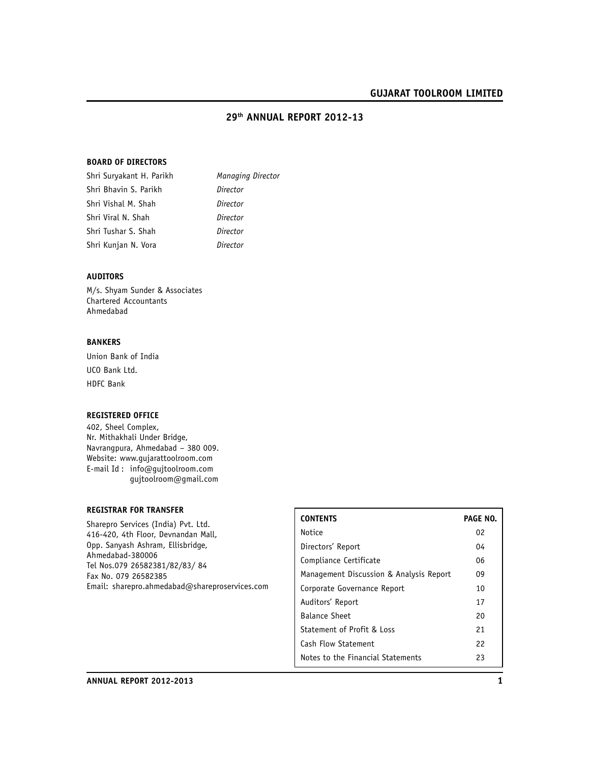# GUJARAT TOOLROOM LIMITED

## 29th ANNUAL REPORT 2012-13

### BOARD OF DIRECTORS

| | |
|---|---|
| Shri Suryakant H. Parikh | *Managing Director* |
| Shri Bhavin S. Parikh | *Director* |
| Shri Vishal M. Shah | *Director* |
| Shri Viral N. Shah | *Director* |
| Shri Tushar S. Shah | *Director* |
| Shri Kunjan N. Vora | *Director* |

### AUDITORS

M/s. Shyam Sunder & Associates
Chartered Accountants
Ahmedabad

### BANKERS

Union Bank of India
UCO Bank Ltd.
HDFC Bank

### REGISTERED OFFICE

402, Sheel Complex,
Nr. Mithakhali Under Bridge,
Navrangpura, Ahmedabad – 380 009.
Website: www.gujarattoolroom.com
E-mail Id : info@gujtoolroom.com
gujtoolroom@gmail.com

### REGISTRAR FOR TRANSFER

Sharepro Services (India) Pvt. Ltd.
416-420, 4th Floor, Devnandan Mall,
Opp. Sanyash Ashram, Ellisbridge,
Ahmedabad-380006
Tel Nos.079 26582381/82/83/ 84
Fax No. 079 26582385
Email: sharepro.ahmedabad@shareproservices.com

| CONTENTS | PAGE NO. |
|---|---|
| Notice | 02 |
| Directors' Report | 04 |
| Compliance Certificate | 06 |
| Management Discussion & Analysis Report | 09 |
| Corporate Governance Report | 10 |
| Auditors' Report | 17 |
| Balance Sheet | 20 |
| Statement of Profit & Loss | 21 |
| Cash Flow Statement | 22 |
| Notes to the Financial Statements | 23 |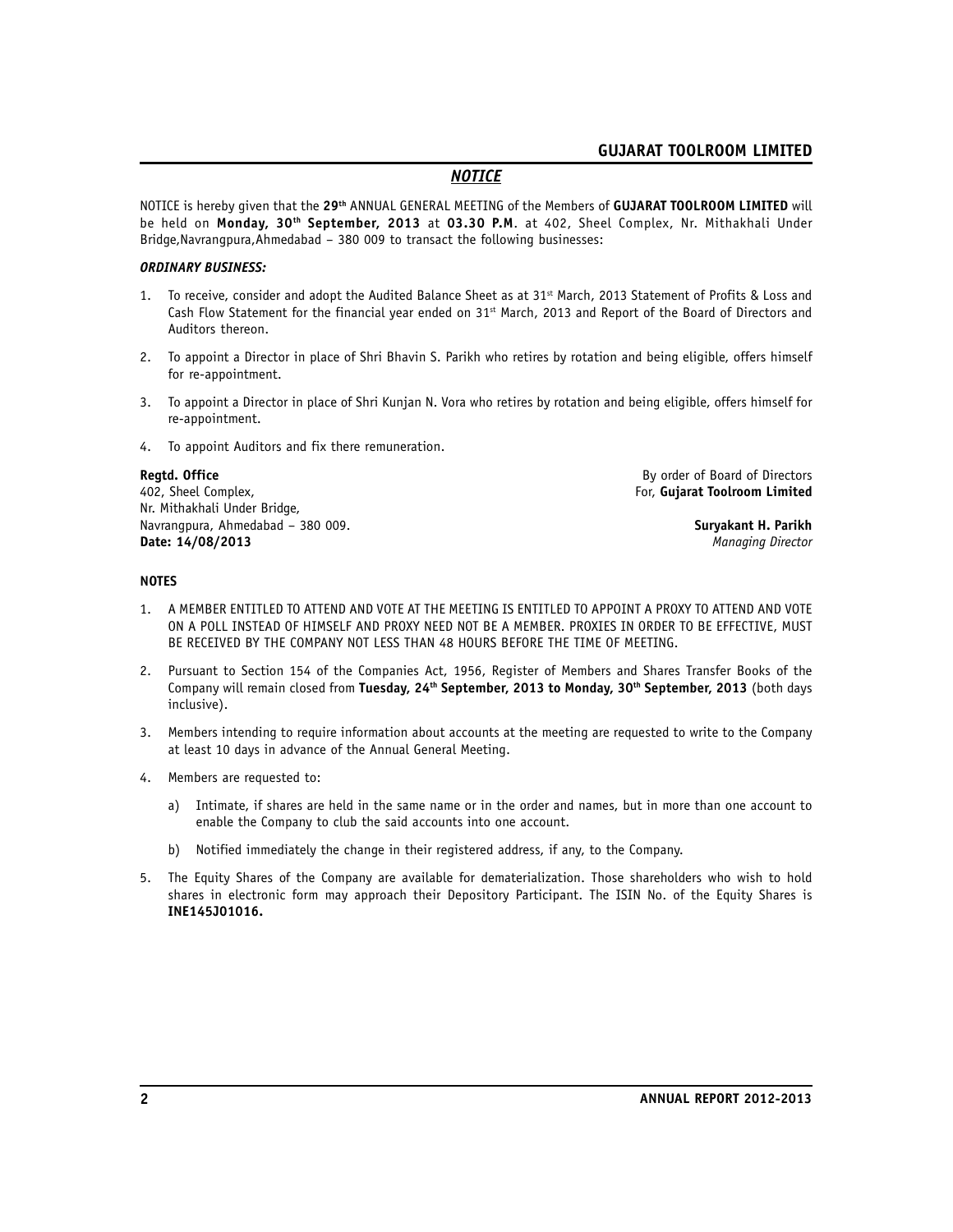## *NOTICE*

NOTICE is hereby given that the **29th** ANNUAL GENERAL MEETING of the Members of **GUJARAT TOOLROOM LIMITED** will be held on **Monday, 30th September, 2013** at **03.30 P.M**. at 402, Sheel Complex, Nr. Mithakhali Under Bridge,Navrangpura,Ahmedabad – 380 009 to transact the following businesses:

***ORDINARY BUSINESS:***

1. To receive, consider and adopt the Audited Balance Sheet as at 31st March, 2013 Statement of Profits & Loss and Cash Flow Statement for the financial year ended on 31st March, 2013 and Report of the Board of Directors and Auditors thereon.

2. To appoint a Director in place of Shri Bhavin S. Parikh who retires by rotation and being eligible, offers himself for re-appointment.

3. To appoint a Director in place of Shri Kunjan N. Vora who retires by rotation and being eligible, offers himself for re-appointment.

4. To appoint Auditors and fix there remuneration.

**Regtd. Office**
402, Sheel Complex,
Nr. Mithakhali Under Bridge,
Navrangpura, Ahmedabad – 380 009.
**Date: 14/08/2013**

By order of Board of Directors
For, **Gujarat Toolroom Limited**

**Suryakant H. Parikh**
*Managing Director*

**NOTES**

1. A MEMBER ENTITLED TO ATTEND AND VOTE AT THE MEETING IS ENTITLED TO APPOINT A PROXY TO ATTEND AND VOTE ON A POLL INSTEAD OF HIMSELF AND PROXY NEED NOT BE A MEMBER. PROXIES IN ORDER TO BE EFFECTIVE, MUST BE RECEIVED BY THE COMPANY NOT LESS THAN 48 HOURS BEFORE THE TIME OF MEETING.

2. Pursuant to Section 154 of the Companies Act, 1956, Register of Members and Shares Transfer Books of the Company will remain closed from **Tuesday, 24th September, 2013 to Monday, 30th September, 2013** (both days inclusive).

3. Members intending to require information about accounts at the meeting are requested to write to the Company at least 10 days in advance of the Annual General Meeting.

4. Members are requested to:

   a) Intimate, if shares are held in the same name or in the order and names, but in more than one account to enable the Company to club the said accounts into one account.

   b) Notified immediately the change in their registered address, if any, to the Company.

5. The Equity Shares of the Company are available for dematerialization. Those shareholders who wish to hold shares in electronic form may approach their Depository Participant. The ISIN No. of the Equity Shares is **INE145J01016.**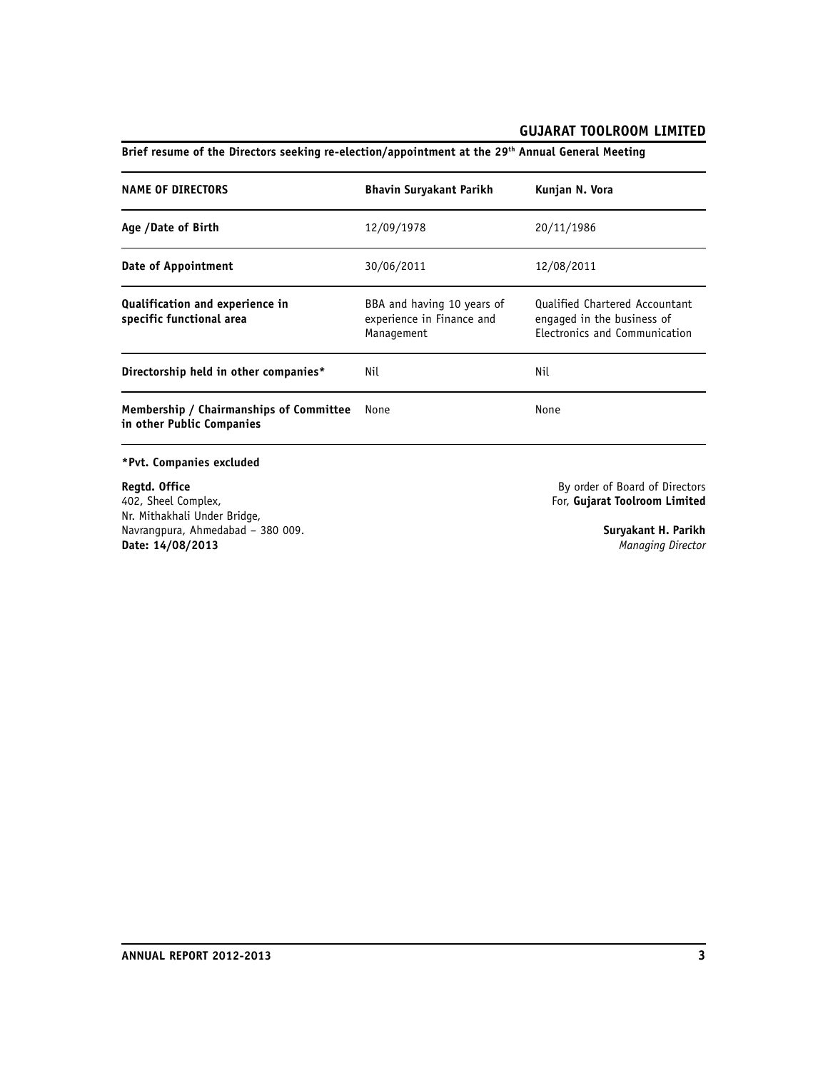**Brief resume of the Directors seeking re-election/appointment at the 29th Annual General Meeting**

| NAME OF DIRECTORS | Bhavin Suryakant Parikh | Kunjan N. Vora |
|---|---|---|
| **Age /Date of Birth** | 12/09/1978 | 20/11/1986 |
| **Date of Appointment** | 30/06/2011 | 12/08/2011 |
| **Qualification and experience in specific functional area** | BBA and having 10 years of experience in Finance and Management | Qualified Chartered Accountant engaged in the business of Electronics and Communication |
| **Directorship held in other companies*** | Nil | Nil |
| **Membership / Chairmanships of Committee in other Public Companies** | None | None |

**\*Pvt. Companies excluded**

**Regtd. Office**
402, Sheel Complex,
Nr. Mithakhali Under Bridge,
Navrangpura, Ahmedabad – 380 009.
**Date: 14/08/2013**

By order of Board of Directors
For, **Gujarat Toolroom Limited**

**Suryakant H. Parikh**
*Managing Director*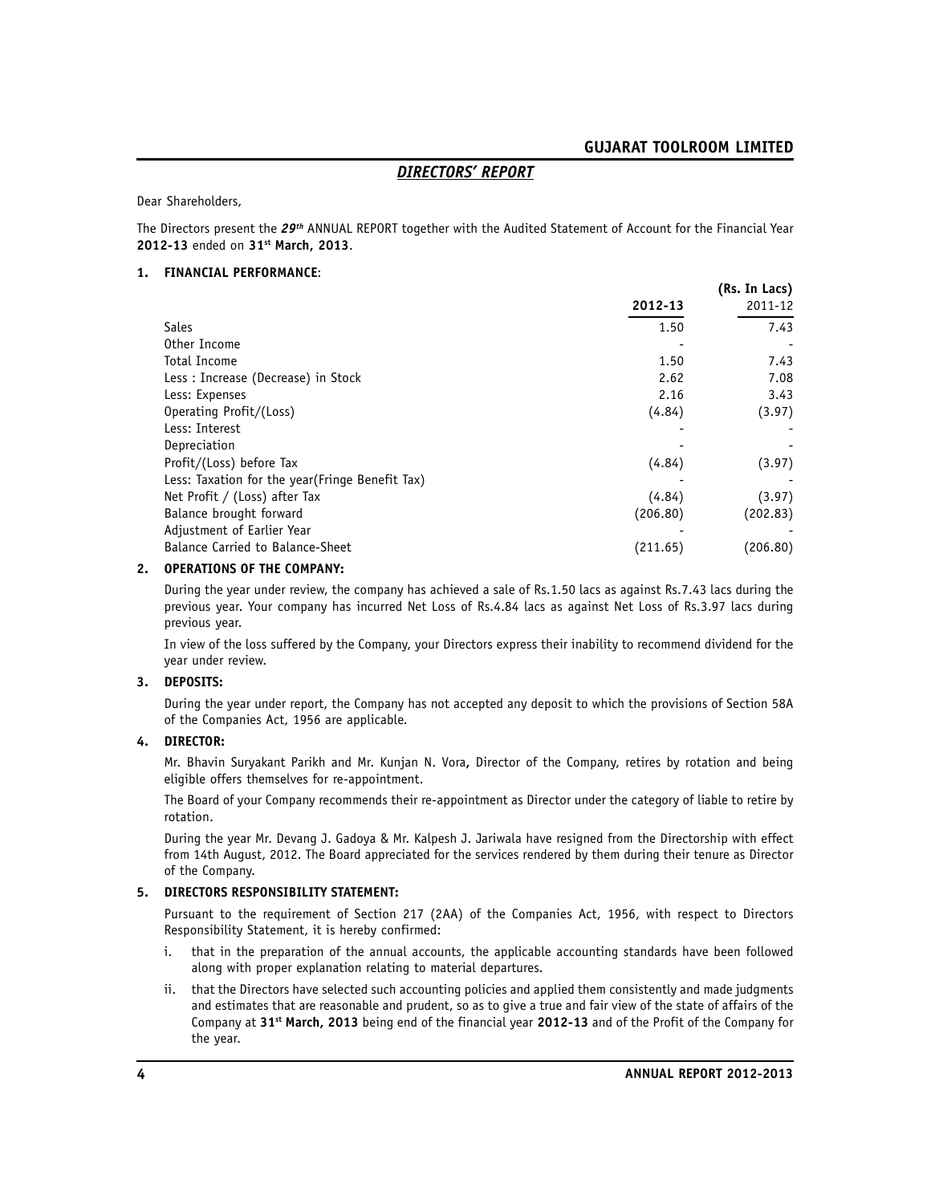## DIRECTORS' REPORT

Dear Shareholders,

The Directors present the ***29th*** ANNUAL REPORT together with the Audited Statement of Account for the Financial Year **2012-13** ended on **31st March, 2013**.

### 1. FINANCIAL PERFORMANCE:

| | 2012-13 | (Rs. In Lacs) 2011-12 |
|---|---|---|
| Sales | 1.50 | 7.43 |
| Other Income | - | - |
| Total Income | 1.50 | 7.43 |
| Less : Increase (Decrease) in Stock | 2.62 | 7.08 |
| Less: Expenses | 2.16 | 3.43 |
| Operating Profit/(Loss) | (4.84) | (3.97) |
| Less: Interest | - | - |
| Depreciation | - | - |
| Profit/(Loss) before Tax | (4.84) | (3.97) |
| Less: Taxation for the year(Fringe Benefit Tax) | - | - |
| Net Profit / (Loss) after Tax | (4.84) | (3.97) |
| Balance brought forward | (206.80) | (202.83) |
| Adjustment of Earlier Year | - | - |
| Balance Carried to Balance-Sheet | (211.65) | (206.80) |

### 2. OPERATIONS OF THE COMPANY:

During the year under review, the company has achieved a sale of Rs.1.50 lacs as against Rs.7.43 lacs during the previous year. Your company has incurred Net Loss of Rs.4.84 lacs as against Net Loss of Rs.3.97 lacs during previous year.

In view of the loss suffered by the Company, your Directors express their inability to recommend dividend for the year under review.

### 3. DEPOSITS:

During the year under report, the Company has not accepted any deposit to which the provisions of Section 58A of the Companies Act, 1956 are applicable.

### 4. DIRECTOR:

Mr. Bhavin Suryakant Parikh and Mr. Kunjan N. Vora**,** Director of the Company, retires by rotation and being eligible offers themselves for re-appointment.

The Board of your Company recommends their re-appointment as Director under the category of liable to retire by rotation.

During the year Mr. Devang J. Gadoya & Mr. Kalpesh J. Jariwala have resigned from the Directorship with effect from 14th August, 2012. The Board appreciated for the services rendered by them during their tenure as Director of the Company.

### 5. DIRECTORS RESPONSIBILITY STATEMENT:

Pursuant to the requirement of Section 217 (2AA) of the Companies Act, 1956, with respect to Directors Responsibility Statement, it is hereby confirmed:

i. that in the preparation of the annual accounts, the applicable accounting standards have been followed along with proper explanation relating to material departures.

ii. that the Directors have selected such accounting policies and applied them consistently and made judgments and estimates that are reasonable and prudent, so as to give a true and fair view of the state of affairs of the Company at **31st March, 2013** being end of the financial year **2012-13** and of the Profit of the Company for the year.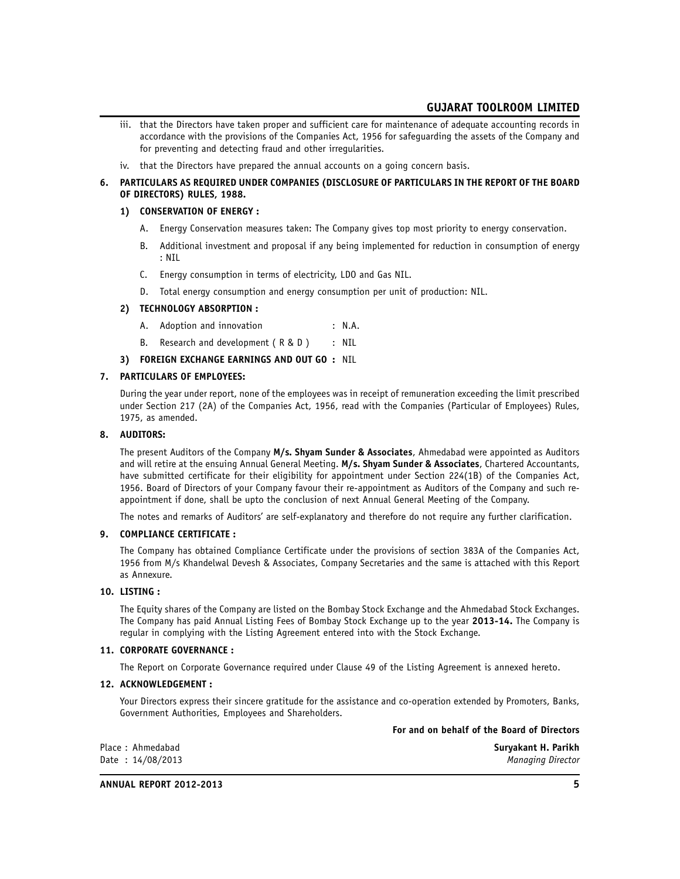iii. that the Directors have taken proper and sufficient care for maintenance of adequate accounting records in accordance with the provisions of the Companies Act, 1956 for safeguarding the assets of the Company and for preventing and detecting fraud and other irregularities.

iv. that the Directors have prepared the annual accounts on a going concern basis.

**6. PARTICULARS AS REQUIRED UNDER COMPANIES (DISCLOSURE OF PARTICULARS IN THE REPORT OF THE BOARD OF DIRECTORS) RULES, 1988.**

**1) CONSERVATION OF ENERGY :**

A. Energy Conservation measures taken: The Company gives top most priority to energy conservation.

B. Additional investment and proposal if any being implemented for reduction in consumption of energy : NIL

C. Energy consumption in terms of electricity, LDO and Gas NIL.

D. Total energy consumption and energy consumption per unit of production: NIL.

**2) TECHNOLOGY ABSORPTION :**

A. Adoption and innovation : N.A.

B. Research and development ( R & D ) : NIL

**3) FOREIGN EXCHANGE EARNINGS AND OUT GO :** NIL

**7. PARTICULARS OF EMPLOYEES:**

During the year under report, none of the employees was in receipt of remuneration exceeding the limit prescribed under Section 217 (2A) of the Companies Act, 1956, read with the Companies (Particular of Employees) Rules, 1975, as amended.

**8. AUDITORS:**

The present Auditors of the Company **M/s. Shyam Sunder & Associates**, Ahmedabad were appointed as Auditors and will retire at the ensuing Annual General Meeting. **M/s. Shyam Sunder & Associates**, Chartered Accountants, have submitted certificate for their eligibility for appointment under Section 224(1B) of the Companies Act, 1956. Board of Directors of your Company favour their re-appointment as Auditors of the Company and such re-appointment if done, shall be upto the conclusion of next Annual General Meeting of the Company.

The notes and remarks of Auditors' are self-explanatory and therefore do not require any further clarification.

**9. COMPLIANCE CERTIFICATE :**

The Company has obtained Compliance Certificate under the provisions of section 383A of the Companies Act, 1956 from M/s Khandelwal Devesh & Associates, Company Secretaries and the same is attached with this Report as Annexure.

**10. LISTING :**

The Equity shares of the Company are listed on the Bombay Stock Exchange and the Ahmedabad Stock Exchanges. The Company has paid Annual Listing Fees of Bombay Stock Exchange up to the year **2013-14.** The Company is regular in complying with the Listing Agreement entered into with the Stock Exchange.

**11. CORPORATE GOVERNANCE :**

The Report on Corporate Governance required under Clause 49 of the Listing Agreement is annexed hereto.

**12. ACKNOWLEDGEMENT :**

Your Directors express their sincere gratitude for the assistance and co-operation extended by Promoters, Banks, Government Authorities, Employees and Shareholders.

**For and on behalf of the Board of Directors**

Place : Ahmedabad
Date : 14/08/2013

**Suryakant H. Parikh**
*Managing Director*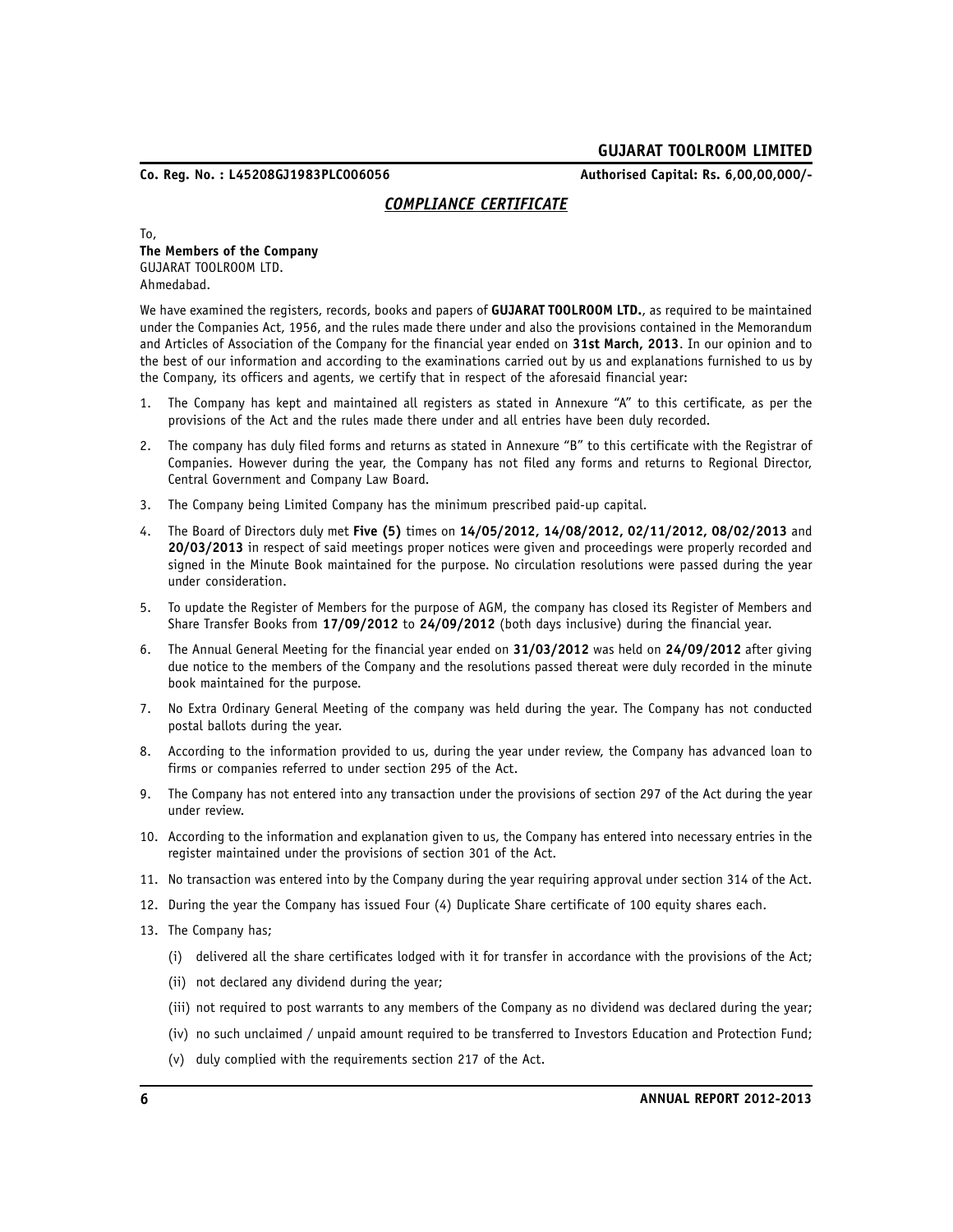**Co. Reg. No. : L45208GJ1983PLC006056** **Authorised Capital: Rs. 6,00,00,000/-**

## *COMPLIANCE CERTIFICATE*

To,
**The Members of the Company**
GUJARAT TOOLROOM LTD.
Ahmedabad.

We have examined the registers, records, books and papers of **GUJARAT TOOLROOM LTD.**, as required to be maintained under the Companies Act, 1956, and the rules made there under and also the provisions contained in the Memorandum and Articles of Association of the Company for the financial year ended on **31st March, 2013**. In our opinion and to the best of our information and according to the examinations carried out by us and explanations furnished to us by the Company, its officers and agents, we certify that in respect of the aforesaid financial year:

1. The Company has kept and maintained all registers as stated in Annexure "A" to this certificate, as per the provisions of the Act and the rules made there under and all entries have been duly recorded.
2. The company has duly filed forms and returns as stated in Annexure "B" to this certificate with the Registrar of Companies. However during the year, the Company has not filed any forms and returns to Regional Director, Central Government and Company Law Board.
3. The Company being Limited Company has the minimum prescribed paid-up capital.
4. The Board of Directors duly met **Five (5)** times on **14/05/2012, 14/08/2012, 02/11/2012, 08/02/2013** and **20/03/2013** in respect of said meetings proper notices were given and proceedings were properly recorded and signed in the Minute Book maintained for the purpose. No circulation resolutions were passed during the year under consideration.
5. To update the Register of Members for the purpose of AGM, the company has closed its Register of Members and Share Transfer Books from **17/09/2012** to **24/09/2012** (both days inclusive) during the financial year.
6. The Annual General Meeting for the financial year ended on **31/03/2012** was held on **24/09/2012** after giving due notice to the members of the Company and the resolutions passed thereat were duly recorded in the minute book maintained for the purpose.
7. No Extra Ordinary General Meeting of the company was held during the year. The Company has not conducted postal ballots during the year.
8. According to the information provided to us, during the year under review, the Company has advanced loan to firms or companies referred to under section 295 of the Act.
9. The Company has not entered into any transaction under the provisions of section 297 of the Act during the year under review.
10. According to the information and explanation given to us, the Company has entered into necessary entries in the register maintained under the provisions of section 301 of the Act.
11. No transaction was entered into by the Company during the year requiring approval under section 314 of the Act.
12. During the year the Company has issued Four (4) Duplicate Share certificate of 100 equity shares each.
13. The Company has;
    (i) delivered all the share certificates lodged with it for transfer in accordance with the provisions of the Act;
    (ii) not declared any dividend during the year;
    (iii) not required to post warrants to any members of the Company as no dividend was declared during the year;
    (iv) no such unclaimed / unpaid amount required to be transferred to Investors Education and Protection Fund;
    (v) duly complied with the requirements section 217 of the Act.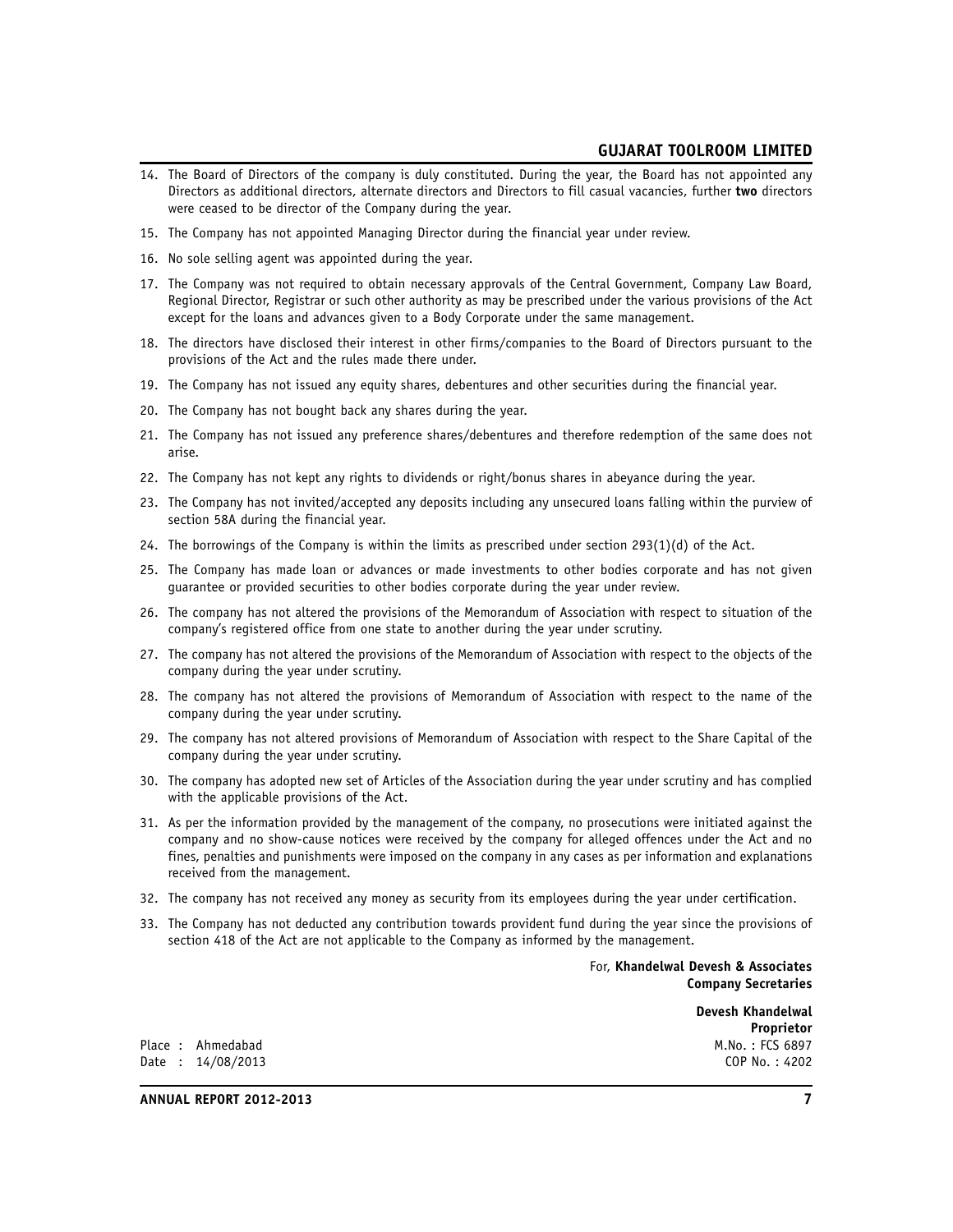14. The Board of Directors of the company is duly constituted. During the year, the Board has not appointed any Directors as additional directors, alternate directors and Directors to fill casual vacancies, further **two** directors were ceased to be director of the Company during the year.

15. The Company has not appointed Managing Director during the financial year under review.

16. No sole selling agent was appointed during the year.

17. The Company was not required to obtain necessary approvals of the Central Government, Company Law Board, Regional Director, Registrar or such other authority as may be prescribed under the various provisions of the Act except for the loans and advances given to a Body Corporate under the same management.

18. The directors have disclosed their interest in other firms/companies to the Board of Directors pursuant to the provisions of the Act and the rules made there under.

19. The Company has not issued any equity shares, debentures and other securities during the financial year.

20. The Company has not bought back any shares during the year.

21. The Company has not issued any preference shares/debentures and therefore redemption of the same does not arise.

22. The Company has not kept any rights to dividends or right/bonus shares in abeyance during the year.

23. The Company has not invited/accepted any deposits including any unsecured loans falling within the purview of section 58A during the financial year.

24. The borrowings of the Company is within the limits as prescribed under section 293(1)(d) of the Act.

25. The Company has made loan or advances or made investments to other bodies corporate and has not given guarantee or provided securities to other bodies corporate during the year under review.

26. The company has not altered the provisions of the Memorandum of Association with respect to situation of the company's registered office from one state to another during the year under scrutiny.

27. The company has not altered the provisions of the Memorandum of Association with respect to the objects of the company during the year under scrutiny.

28. The company has not altered the provisions of Memorandum of Association with respect to the name of the company during the year under scrutiny.

29. The company has not altered provisions of Memorandum of Association with respect to the Share Capital of the company during the year under scrutiny.

30. The company has adopted new set of Articles of the Association during the year under scrutiny and has complied with the applicable provisions of the Act.

31. As per the information provided by the management of the company, no prosecutions were initiated against the company and no show-cause notices were received by the company for alleged offences under the Act and no fines, penalties and punishments were imposed on the company in any cases as per information and explanations received from the management.

32. The company has not received any money as security from its employees during the year under certification.

33. The Company has not deducted any contribution towards provident fund during the year since the provisions of section 418 of the Act are not applicable to the Company as informed by the management.

For, **Khandelwal Devesh & Associates**
**Company Secretaries**

**Devesh Khandelwal**
**Proprietor**
M.No. : FCS 6897
COP No. : 4202

Place : Ahmedabad
Date : 14/08/2013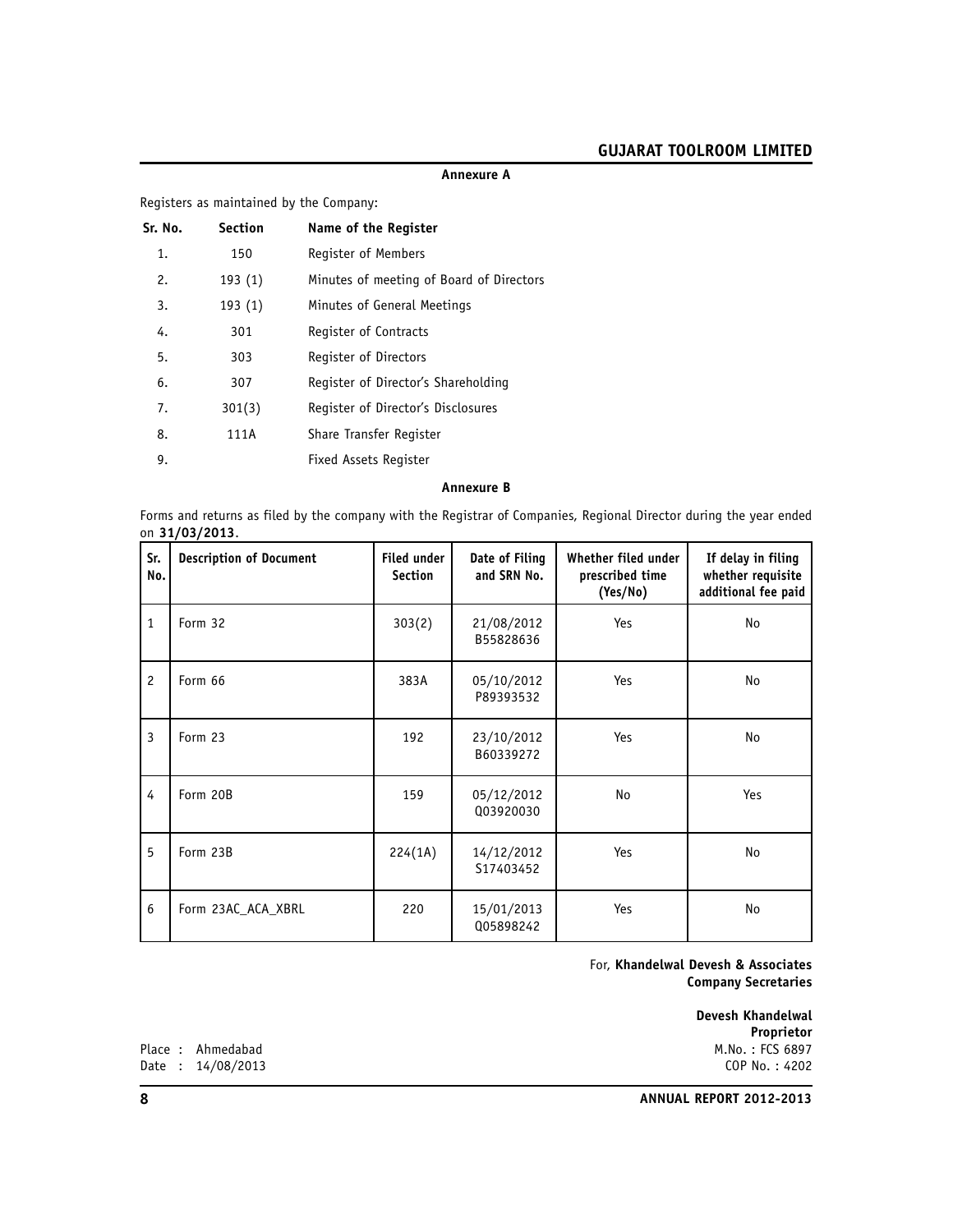## Annexure A

Registers as maintained by the Company:

| Sr. No. | Section | Name of the Register |
|---|---|---|
| 1. | 150 | Register of Members |
| 2. | 193 (1) | Minutes of meeting of Board of Directors |
| 3. | 193 (1) | Minutes of General Meetings |
| 4. | 301 | Register of Contracts |
| 5. | 303 | Register of Directors |
| 6. | 307 | Register of Director's Shareholding |
| 7. | 301(3) | Register of Director's Disclosures |
| 8. | 111A | Share Transfer Register |
| 9. | | Fixed Assets Register |

## Annexure B

Forms and returns as filed by the company with the Registrar of Companies, Regional Director during the year ended on **31/03/2013**.

| Sr. No. | Description of Document | Filed under Section | Date of Filing and SRN No. | Whether filed under prescribed time (Yes/No) | If delay in filing whether requisite additional fee paid |
|---|---|---|---|---|---|
| 1 | Form 32 | 303(2) | 21/08/2012 B55828636 | Yes | No |
| 2 | Form 66 | 383A | 05/10/2012 P89393532 | Yes | No |
| 3 | Form 23 | 192 | 23/10/2012 B60339272 | Yes | No |
| 4 | Form 20B | 159 | 05/12/2012 Q03920030 | No | Yes |
| 5 | Form 23B | 224(1A) | 14/12/2012 S17403452 | Yes | No |
| 6 | Form 23AC_ACA_XBRL | 220 | 15/01/2013 Q05898242 | Yes | No |

For, **Khandelwal Devesh & Associates**
**Company Secretaries**

**Devesh Khandelwal**
**Proprietor**
M.No. : FCS 6897
COP No. : 4202

Place : Ahmedabad
Date : 14/08/2013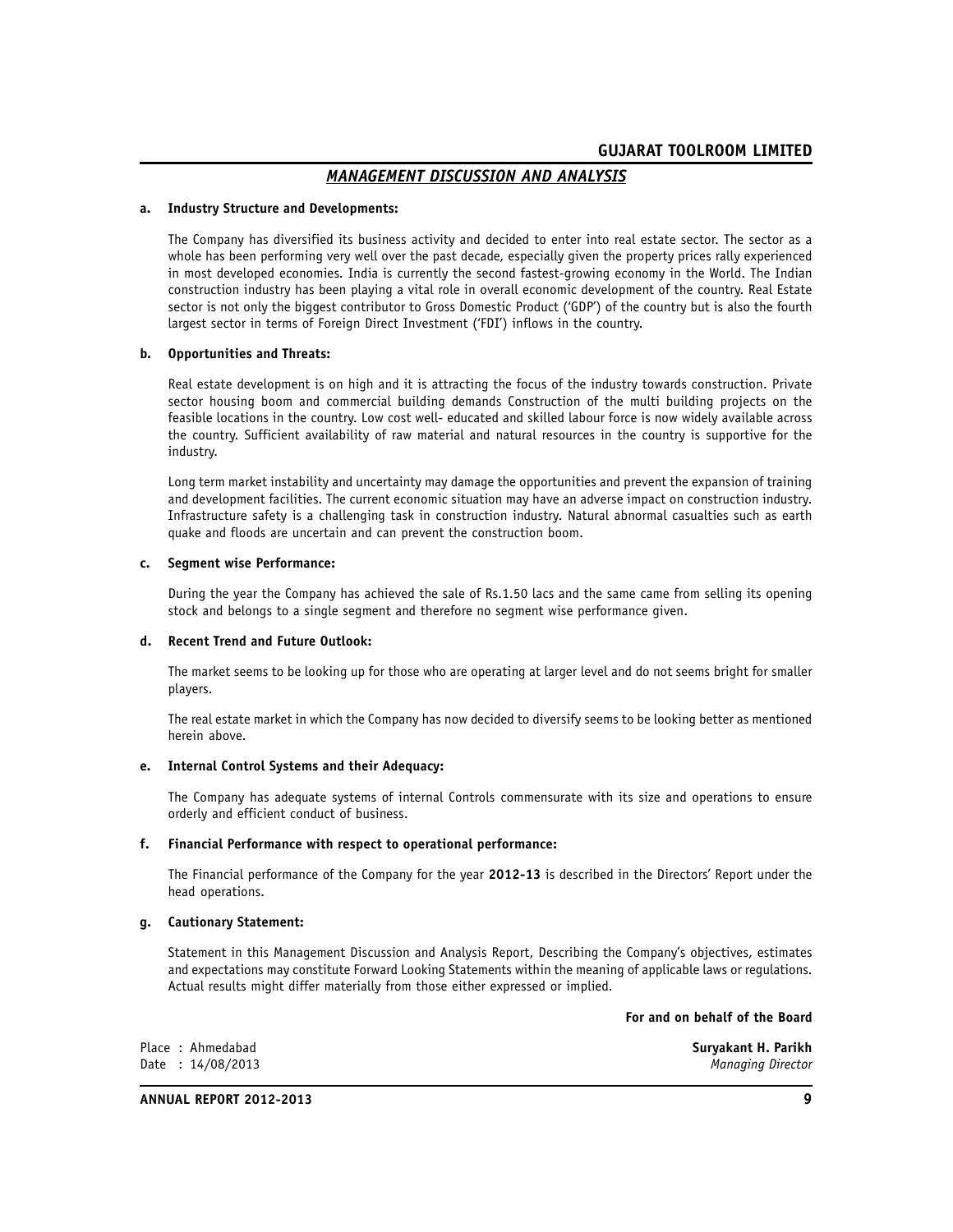## MANAGEMENT DISCUSSION AND ANALYSIS

**a. Industry Structure and Developments:**

The Company has diversified its business activity and decided to enter into real estate sector. The sector as a whole has been performing very well over the past decade, especially given the property prices rally experienced in most developed economies. India is currently the second fastest-growing economy in the World. The Indian construction industry has been playing a vital role in overall economic development of the country. Real Estate sector is not only the biggest contributor to Gross Domestic Product ('GDP') of the country but is also the fourth largest sector in terms of Foreign Direct Investment ('FDI') inflows in the country.

**b. Opportunities and Threats:**

Real estate development is on high and it is attracting the focus of the industry towards construction. Private sector housing boom and commercial building demands Construction of the multi building projects on the feasible locations in the country. Low cost well- educated and skilled labour force is now widely available across the country. Sufficient availability of raw material and natural resources in the country is supportive for the industry.

Long term market instability and uncertainty may damage the opportunities and prevent the expansion of training and development facilities. The current economic situation may have an adverse impact on construction industry. Infrastructure safety is a challenging task in construction industry. Natural abnormal casualties such as earth quake and floods are uncertain and can prevent the construction boom.

**c. Segment wise Performance:**

During the year the Company has achieved the sale of Rs.1.50 lacs and the same came from selling its opening stock and belongs to a single segment and therefore no segment wise performance given.

**d. Recent Trend and Future Outlook:**

The market seems to be looking up for those who are operating at larger level and do not seems bright for smaller players.

The real estate market in which the Company has now decided to diversify seems to be looking better as mentioned herein above.

**e. Internal Control Systems and their Adequacy:**

The Company has adequate systems of internal Controls commensurate with its size and operations to ensure orderly and efficient conduct of business.

**f. Financial Performance with respect to operational performance:**

The Financial performance of the Company for the year **2012-13** is described in the Directors' Report under the head operations.

**g. Cautionary Statement:**

Statement in this Management Discussion and Analysis Report, Describing the Company's objectives, estimates and expectations may constitute Forward Looking Statements within the meaning of applicable laws or regulations. Actual results might differ materially from those either expressed or implied.

**For and on behalf of the Board**

Place : Ahmedabad
Date : 14/08/2013

**Suryakant H. Parikh**
*Managing Director*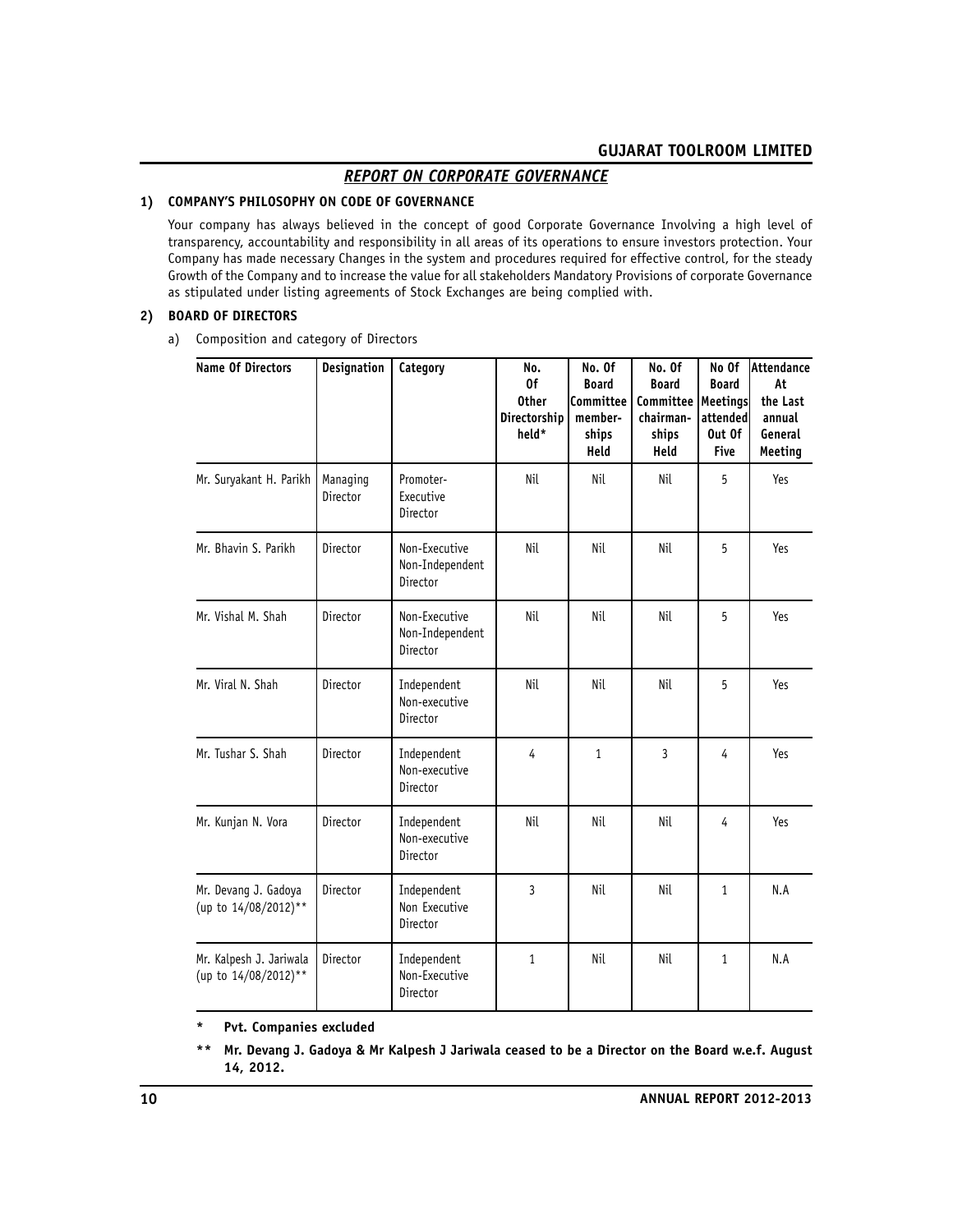## REPORT ON CORPORATE GOVERNANCE

### 1) COMPANY'S PHILOSOPHY ON CODE OF GOVERNANCE

Your company has always believed in the concept of good Corporate Governance Involving a high level of transparency, accountability and responsibility in all areas of its operations to ensure investors protection. Your Company has made necessary Changes in the system and procedures required for effective control, for the steady Growth of the Company and to increase the value for all stakeholders Mandatory Provisions of corporate Governance as stipulated under listing agreements of Stock Exchanges are being complied with.

### 2) BOARD OF DIRECTORS

a) Composition and category of Directors

| Name Of Directors | Designation | Category | No. Of Other Directorship held* | No. Of Board Committee member-ships Held | No. Of Board Committee chairman-ships Held | No Of Board Meetings attended Out Of Five | Attendance At the Last annual General Meeting |
|---|---|---|---|---|---|---|---|
| Mr. Suryakant H. Parikh | Managing Director | Promoter-Executive Director | Nil | Nil | Nil | 5 | Yes |
| Mr. Bhavin S. Parikh | Director | Non-Executive Non-Independent Director | Nil | Nil | Nil | 5 | Yes |
| Mr. Vishal M. Shah | Director | Non-Executive Non-Independent Director | Nil | Nil | Nil | 5 | Yes |
| Mr. Viral N. Shah | Director | Independent Non-executive Director | Nil | Nil | Nil | 5 | Yes |
| Mr. Tushar S. Shah | Director | Independent Non-executive Director | 4 | 1 | 3 | 4 | Yes |
| Mr. Kunjan N. Vora | Director | Independent Non-executive Director | Nil | Nil | Nil | 4 | Yes |
| Mr. Devang J. Gadoya (up to 14/08/2012)** | Director | Independent Non Executive Director | 3 | Nil | Nil | 1 | N.A |
| Mr. Kalpesh J. Jariwala (up to 14/08/2012)** | Director | Independent Non-Executive Director | 1 | Nil | Nil | 1 | N.A |

\* **Pvt. Companies excluded**

\*\* **Mr. Devang J. Gadoya & Mr Kalpesh J Jariwala ceased to be a Director on the Board w.e.f. August 14, 2012.**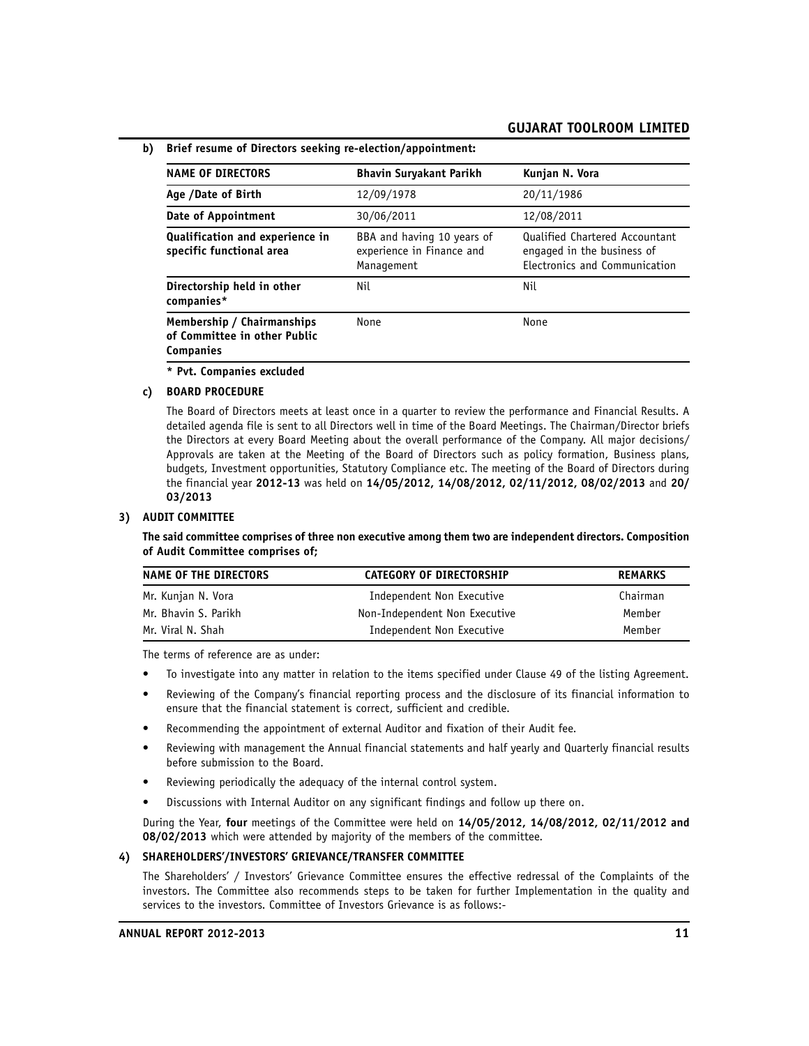**b) Brief resume of Directors seeking re-election/appointment:**

| NAME OF DIRECTORS | Bhavin Suryakant Parikh | Kunjan N. Vora |
|---|---|---|
| Age /Date of Birth | 12/09/1978 | 20/11/1986 |
| Date of Appointment | 30/06/2011 | 12/08/2011 |
| Qualification and experience in specific functional area | BBA and having 10 years of experience in Finance and Management | Qualified Chartered Accountant engaged in the business of Electronics and Communication |
| Directorship held in other companies* | Nil | Nil |
| Membership / Chairmanships of Committee in other Public Companies | None | None |

**\* Pvt. Companies excluded**

**c) BOARD PROCEDURE**

The Board of Directors meets at least once in a quarter to review the performance and Financial Results. A detailed agenda file is sent to all Directors well in time of the Board Meetings. The Chairman/Director briefs the Directors at every Board Meeting about the overall performance of the Company. All major decisions/ Approvals are taken at the Meeting of the Board of Directors such as policy formation, Business plans, budgets, Investment opportunities, Statutory Compliance etc. The meeting of the Board of Directors during the financial year **2012-13** was held on **14/05/2012, 14/08/2012, 02/11/2012, 08/02/2013** and **20/03/2013**

## 3) AUDIT COMMITTEE

**The said committee comprises of three non executive among them two are independent directors. Composition of Audit Committee comprises of;**

| NAME OF THE DIRECTORS | CATEGORY OF DIRECTORSHIP | REMARKS |
|---|---|---|
| Mr. Kunjan N. Vora | Independent Non Executive | Chairman |
| Mr. Bhavin S. Parikh | Non-Independent Non Executive | Member |
| Mr. Viral N. Shah | Independent Non Executive | Member |

The terms of reference are as under:

- To investigate into any matter in relation to the items specified under Clause 49 of the listing Agreement.
- Reviewing of the Company's financial reporting process and the disclosure of its financial information to ensure that the financial statement is correct, sufficient and credible.
- Recommending the appointment of external Auditor and fixation of their Audit fee.
- Reviewing with management the Annual financial statements and half yearly and Quarterly financial results before submission to the Board.
- Reviewing periodically the adequacy of the internal control system.
- Discussions with Internal Auditor on any significant findings and follow up there on.

During the Year, **four** meetings of the Committee were held on **14/05/2012, 14/08/2012, 02/11/2012 and 08/02/2013** which were attended by majority of the members of the committee.

## 4) SHAREHOLDERS'/INVESTORS' GRIEVANCE/TRANSFER COMMITTEE

The Shareholders' / Investors' Grievance Committee ensures the effective redressal of the Complaints of the investors. The Committee also recommends steps to be taken for further Implementation in the quality and services to the investors. Committee of Investors Grievance is as follows:-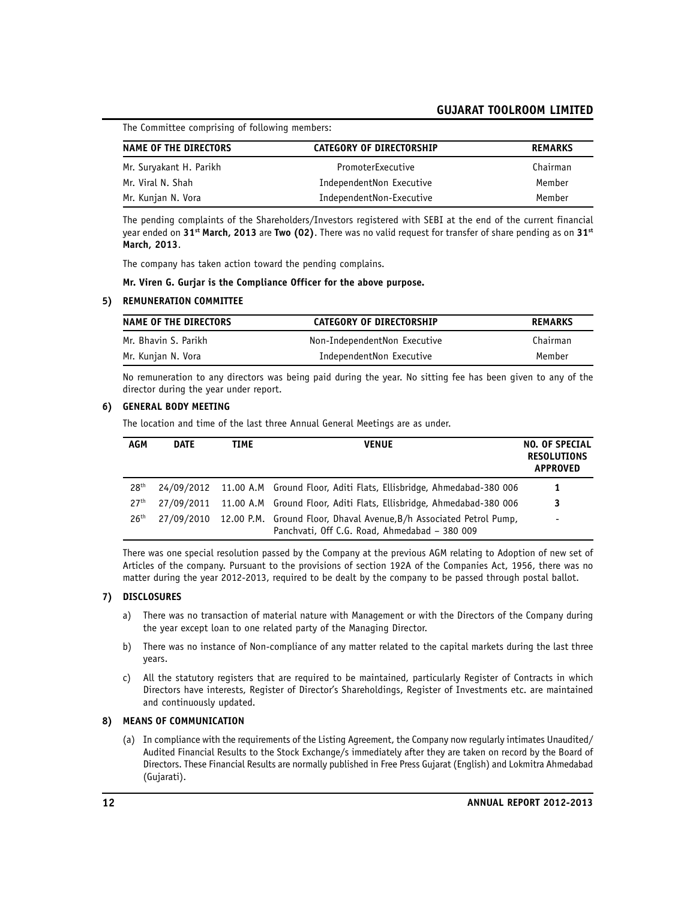The Committee comprising of following members:

| NAME OF THE DIRECTORS | CATEGORY OF DIRECTORSHIP | REMARKS |
|---|---|---|
| Mr. Suryakant H. Parikh | PromoterExecutive | Chairman |
| Mr. Viral N. Shah | IndependentNon Executive | Member |
| Mr. Kunjan N. Vora | IndependentNon-Executive | Member |

The pending complaints of the Shareholders/Investors registered with SEBI at the end of the current financial year ended on **31st March, 2013** are **Two (02)**. There was no valid request for transfer of share pending as on **31st March, 2013**.

The company has taken action toward the pending complains.

**Mr. Viren G. Gurjar is the Compliance Officer for the above purpose.**

## 5) REMUNERATION COMMITTEE

| NAME OF THE DIRECTORS | CATEGORY OF DIRECTORSHIP | REMARKS |
|---|---|---|
| Mr. Bhavin S. Parikh | Non-IndependentNon Executive | Chairman |
| Mr. Kunjan N. Vora | IndependentNon Executive | Member |

No remuneration to any directors was being paid during the year. No sitting fee has been given to any of the director during the year under report.

## 6) GENERAL BODY MEETING

The location and time of the last three Annual General Meetings are as under.

| AGM | DATE | TIME | VENUE | NO. OF SPECIAL RESOLUTIONS APPROVED |
|---|---|---|---|---|
| 28th | 24/09/2012 | 11.00 A.M | Ground Floor, Aditi Flats, Ellisbridge, Ahmedabad-380 006 | 1 |
| 27th | 27/09/2011 | 11.00 A.M | Ground Floor, Aditi Flats, Ellisbridge, Ahmedabad-380 006 | 3 |
| 26th | 27/09/2010 | 12.00 P.M. | Ground Floor, Dhaval Avenue,B/h Associated Petrol Pump, Panchvati, Off C.G. Road, Ahmedabad – 380 009 | - |

There was one special resolution passed by the Company at the previous AGM relating to Adoption of new set of Articles of the company. Pursuant to the provisions of section 192A of the Companies Act, 1956, there was no matter during the year 2012-2013, required to be dealt by the company to be passed through postal ballot.

## 7) DISCLOSURES

a) There was no transaction of material nature with Management or with the Directors of the Company during the year except loan to one related party of the Managing Director.

b) There was no instance of Non-compliance of any matter related to the capital markets during the last three years.

c) All the statutory registers that are required to be maintained, particularly Register of Contracts in which Directors have interests, Register of Director's Shareholdings, Register of Investments etc. are maintained and continuously updated.

## 8) MEANS OF COMMUNICATION

(a) In compliance with the requirements of the Listing Agreement, the Company now regularly intimates Unaudited/ Audited Financial Results to the Stock Exchange/s immediately after they are taken on record by the Board of Directors. These Financial Results are normally published in Free Press Gujarat (English) and Lokmitra Ahmedabad (Gujarati).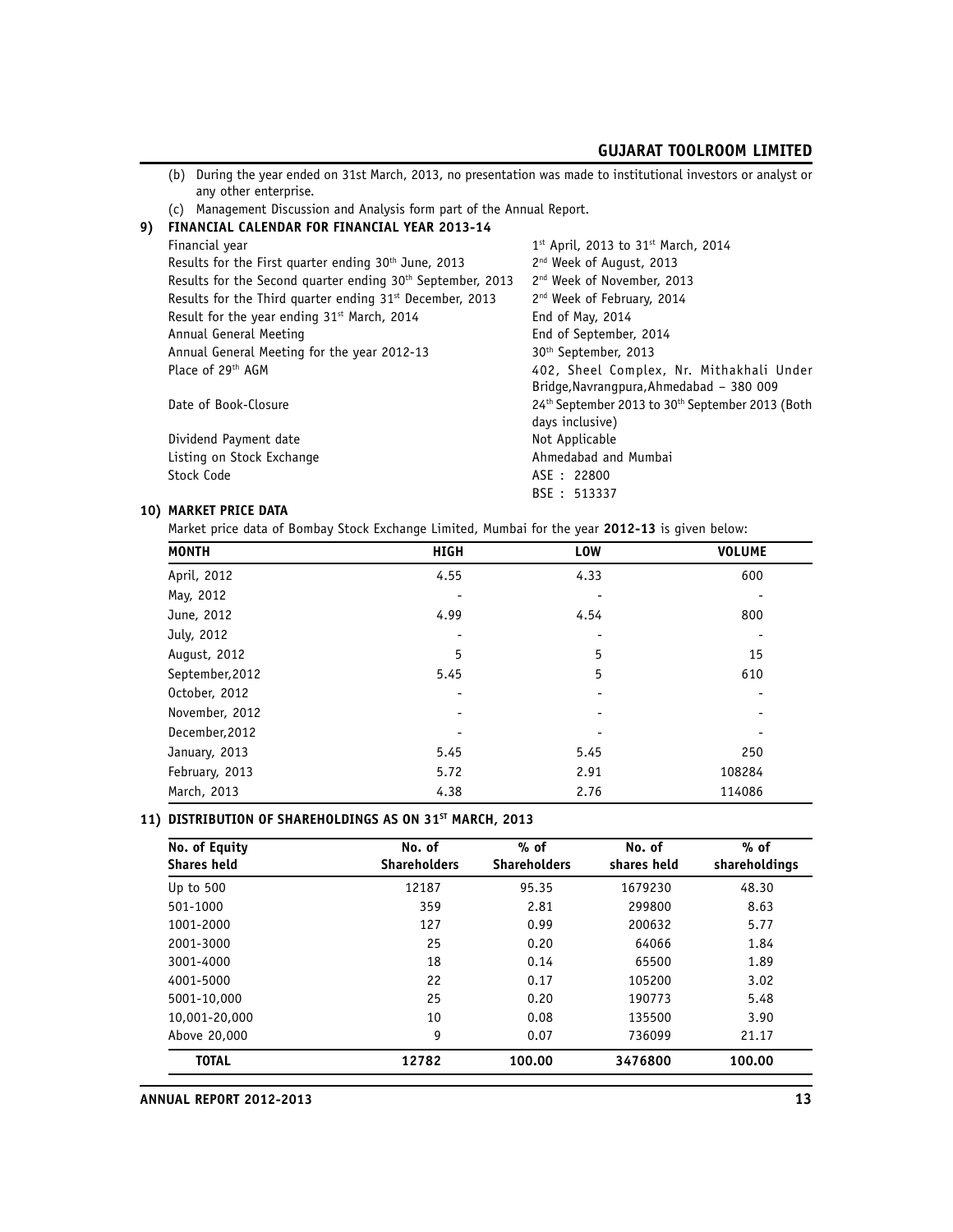(b) During the year ended on 31st March, 2013, no presentation was made to institutional investors or analyst or any other enterprise.

(c) Management Discussion and Analysis form part of the Annual Report.

## 9) FINANCIAL CALENDAR FOR FINANCIAL YEAR 2013-14

| | |
|---|---|
| Financial year | 1st April, 2013 to 31st March, 2014 |
| Results for the First quarter ending 30th June, 2013 | 2nd Week of August, 2013 |
| Results for the Second quarter ending 30th September, 2013 | 2nd Week of November, 2013 |
| Results for the Third quarter ending 31st December, 2013 | 2nd Week of February, 2014 |
| Result for the year ending 31st March, 2014 | End of May, 2014 |
| Annual General Meeting | End of September, 2014 |
| Annual General Meeting for the year 2012-13 | 30th September, 2013 |
| Place of 29th AGM | 402, Sheel Complex, Nr. Mithakhali Under Bridge,Navrangpura,Ahmedabad – 380 009 |
| Date of Book-Closure | 24th September 2013 to 30th September 2013 (Both days inclusive) |
| Dividend Payment date | Not Applicable |
| Listing on Stock Exchange | Ahmedabad and Mumbai |
| Stock Code | ASE : 22800<br>BSE : 513337 |

## 10) MARKET PRICE DATA

Market price data of Bombay Stock Exchange Limited, Mumbai for the year **2012-13** is given below:

| MONTH | HIGH | LOW | VOLUME |
|---|---|---|---|
| April, 2012 | 4.55 | 4.33 | 600 |
| May, 2012 | - | - | - |
| June, 2012 | 4.99 | 4.54 | 800 |
| July, 2012 | - | - | - |
| August, 2012 | 5 | 5 | 15 |
| September,2012 | 5.45 | 5 | 610 |
| October, 2012 | - | - | - |
| November, 2012 | - | - | - |
| December,2012 | - | - | - |
| January, 2013 | 5.45 | 5.45 | 250 |
| February, 2013 | 5.72 | 2.91 | 108284 |
| March, 2013 | 4.38 | 2.76 | 114086 |

## 11) DISTRIBUTION OF SHAREHOLDINGS AS ON 31ST MARCH, 2013

| No. of Equity Shares held | No. of Shareholders | % of Shareholders | No. of shares held | % of shareholdings |
|---|---|---|---|---|
| Up to 500 | 12187 | 95.35 | 1679230 | 48.30 |
| 501-1000 | 359 | 2.81 | 299800 | 8.63 |
| 1001-2000 | 127 | 0.99 | 200632 | 5.77 |
| 2001-3000 | 25 | 0.20 | 64066 | 1.84 |
| 3001-4000 | 18 | 0.14 | 65500 | 1.89 |
| 4001-5000 | 22 | 0.17 | 105200 | 3.02 |
| 5001-10,000 | 25 | 0.20 | 190773 | 5.48 |
| 10,001-20,000 | 10 | 0.08 | 135500 | 3.90 |
| Above 20,000 | 9 | 0.07 | 736099 | 21.17 |
| **TOTAL** | **12782** | **100.00** | **3476800** | **100.00** |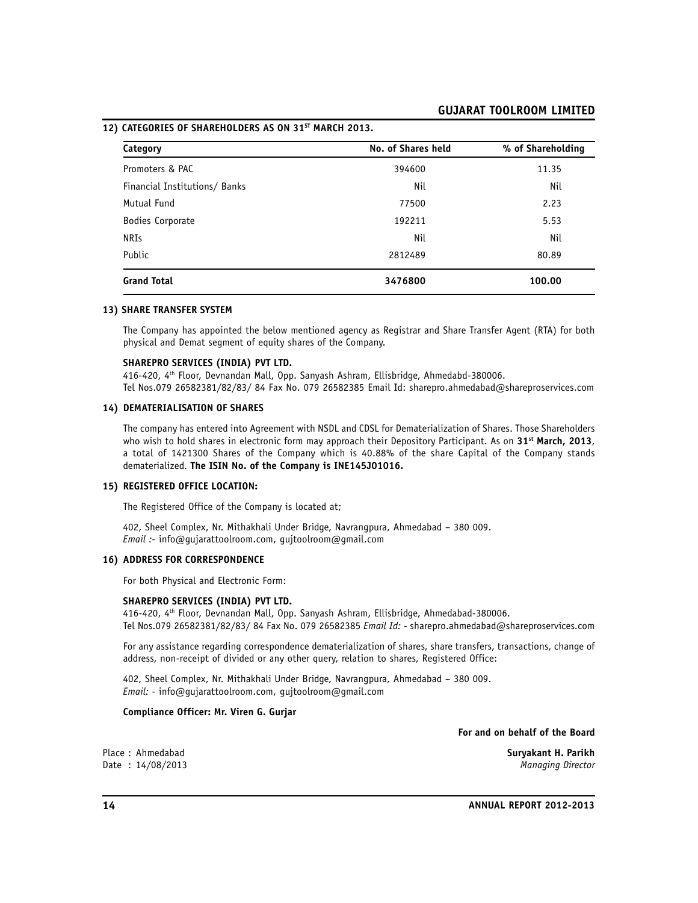## 12) CATEGORIES OF SHAREHOLDERS AS ON 31ST MARCH 2013.

| Category | No. of Shares held | % of Shareholding |
|---|---|---|
| Promoters & PAC | 394600 | 11.35 |
| Financial Institutions/ Banks | Nil | Nil |
| Mutual Fund | 77500 | 2.23 |
| Bodies Corporate | 192211 | 5.53 |
| NRIs | Nil | Nil |
| Public | 2812489 | 80.89 |
| **Grand Total** | **3476800** | **100.00** |

## 13) SHARE TRANSFER SYSTEM

The Company has appointed the below mentioned agency as Registrar and Share Transfer Agent (RTA) for both physical and Demat segment of equity shares of the Company.

**SHAREPRO SERVICES (INDIA) PVT LTD.**
416-420, 4th Floor, Devnandan Mall, Opp. Sanyash Ashram, Ellisbridge, Ahmedabd-380006.
Tel Nos.079 26582381/82/83/ 84 Fax No. 079 26582385 Email Id: sharepro.ahmedabad@shareproservices.com

## 14) DEMATERIALISATION OF SHARES

The company has entered into Agreement with NSDL and CDSL for Dematerialization of Shares. Those Shareholders who wish to hold shares in electronic form may approach their Depository Participant. As on **31st March, 2013**, a total of 1421300 Shares of the Company which is 40.88% of the share Capital of the Company stands dematerialized. **The ISIN No. of the Company is INE145J01016.**

## 15) REGISTERED OFFICE LOCATION:

The Registered Office of the Company is located at;

402, Sheel Complex, Nr. Mithakhali Under Bridge, Navrangpura, Ahmedabad – 380 009.
*Email :-* info@gujarattoolroom.com, gujtoolroom@gmail.com

## 16) ADDRESS FOR CORRESPONDENCE

For both Physical and Electronic Form:

**SHAREPRO SERVICES (INDIA) PVT LTD.**
416-420, 4th Floor, Devnandan Mall, Opp. Sanyash Ashram, Ellisbridge, Ahmedabad-380006.
Tel Nos.079 26582381/82/83/ 84 Fax No. 079 26582385 *Email Id:* - sharepro.ahmedabad@shareproservices.com

For any assistance regarding correspondence dematerialization of shares, share transfers, transactions, change of address, non-receipt of divided or any other query, relation to shares, Registered Office:

402, Sheel Complex, Nr. Mithakhali Under Bridge, Navrangpura, Ahmedabad – 380 009.
*Email:* - info@gujarattoolroom.com, gujtoolroom@gmail.com

**Compliance Officer: Mr. Viren G. Gurjar**

**For and on behalf of the Board**

Place : Ahmedabad
Date : 14/08/2013

**Suryakant H. Parikh**
*Managing Director*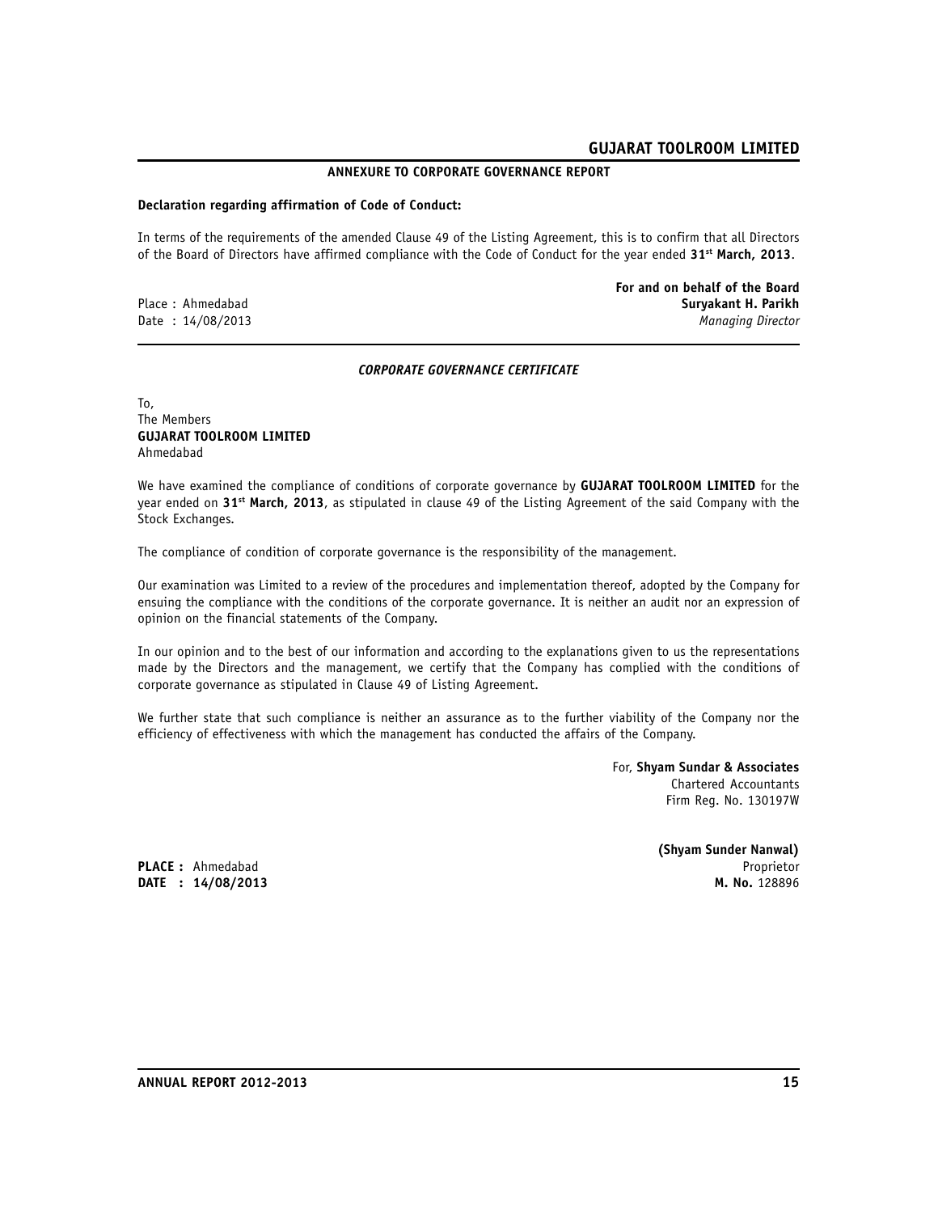## ANNEXURE TO CORPORATE GOVERNANCE REPORT

**Declaration regarding affirmation of Code of Conduct:**

In terms of the requirements of the amended Clause 49 of the Listing Agreement, this is to confirm that all Directors of the Board of Directors have affirmed compliance with the Code of Conduct for the year ended **31st March, 2013**.

**For and on behalf of the Board**

Place : Ahmedabad
Date : 14/08/2013

**Suryakant H. Parikh**
*Managing Director*

---

## *CORPORATE GOVERNANCE CERTIFICATE*

To,
The Members
**GUJARAT TOOLROOM LIMITED**
Ahmedabad

We have examined the compliance of conditions of corporate governance by **GUJARAT TOOLROOM LIMITED** for the year ended on **31st March, 2013**, as stipulated in clause 49 of the Listing Agreement of the said Company with the Stock Exchanges.

The compliance of condition of corporate governance is the responsibility of the management.

Our examination was Limited to a review of the procedures and implementation thereof, adopted by the Company for ensuing the compliance with the conditions of the corporate governance. It is neither an audit nor an expression of opinion on the financial statements of the Company.

In our opinion and to the best of our information and according to the explanations given to us the representations made by the Directors and the management, we certify that the Company has complied with the conditions of corporate governance as stipulated in Clause 49 of Listing Agreement.

We further state that such compliance is neither an assurance as to the further viability of the Company nor the efficiency of effectiveness with which the management has conducted the affairs of the Company.

For, **Shyam Sundar & Associates**
Chartered Accountants
Firm Reg. No. 130197W

**(Shyam Sunder Nanwal)**
Proprietor
**M. No.** 128896

**PLACE :** Ahmedabad
**DATE : 14/08/2013**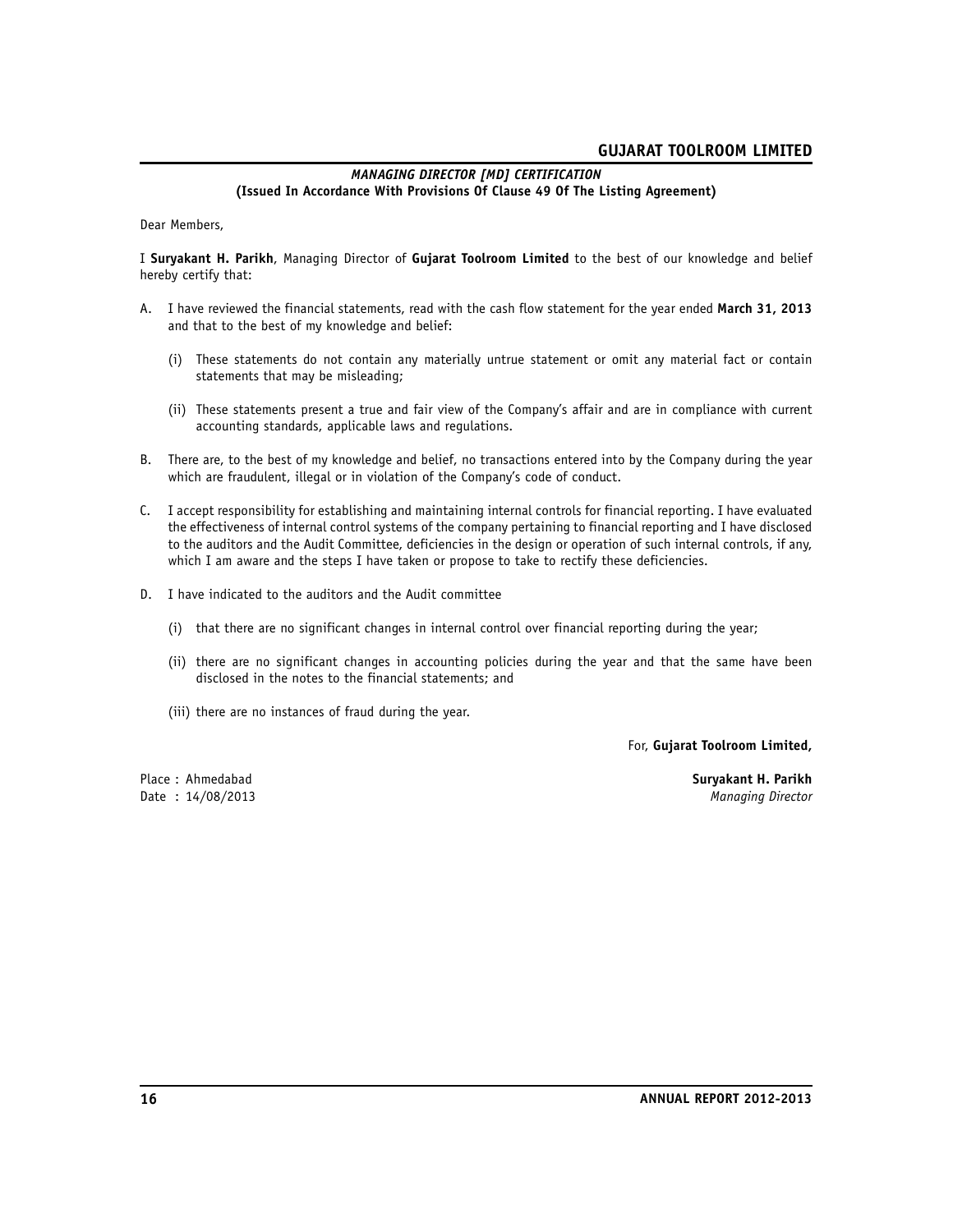## *MANAGING DIRECTOR [MD] CERTIFICATION*

**(Issued In Accordance With Provisions Of Clause 49 Of The Listing Agreement)**

Dear Members,

I **Suryakant H. Parikh**, Managing Director of **Gujarat Toolroom Limited** to the best of our knowledge and belief hereby certify that:

A. I have reviewed the financial statements, read with the cash flow statement for the year ended **March 31, 2013** and that to the best of my knowledge and belief:

   (i) These statements do not contain any materially untrue statement or omit any material fact or contain statements that may be misleading;

   (ii) These statements present a true and fair view of the Company's affair and are in compliance with current accounting standards, applicable laws and regulations.

B. There are, to the best of my knowledge and belief, no transactions entered into by the Company during the year which are fraudulent, illegal or in violation of the Company's code of conduct.

C. I accept responsibility for establishing and maintaining internal controls for financial reporting. I have evaluated the effectiveness of internal control systems of the company pertaining to financial reporting and I have disclosed to the auditors and the Audit Committee, deficiencies in the design or operation of such internal controls, if any, which I am aware and the steps I have taken or propose to take to rectify these deficiencies.

D. I have indicated to the auditors and the Audit committee

   (i) that there are no significant changes in internal control over financial reporting during the year;

   (ii) there are no significant changes in accounting policies during the year and that the same have been disclosed in the notes to the financial statements; and

   (iii) there are no instances of fraud during the year.

For, **Gujarat Toolroom Limited,**

Place : Ahmedabad
Date : 14/08/2013

**Suryakant H. Parikh**
*Managing Director*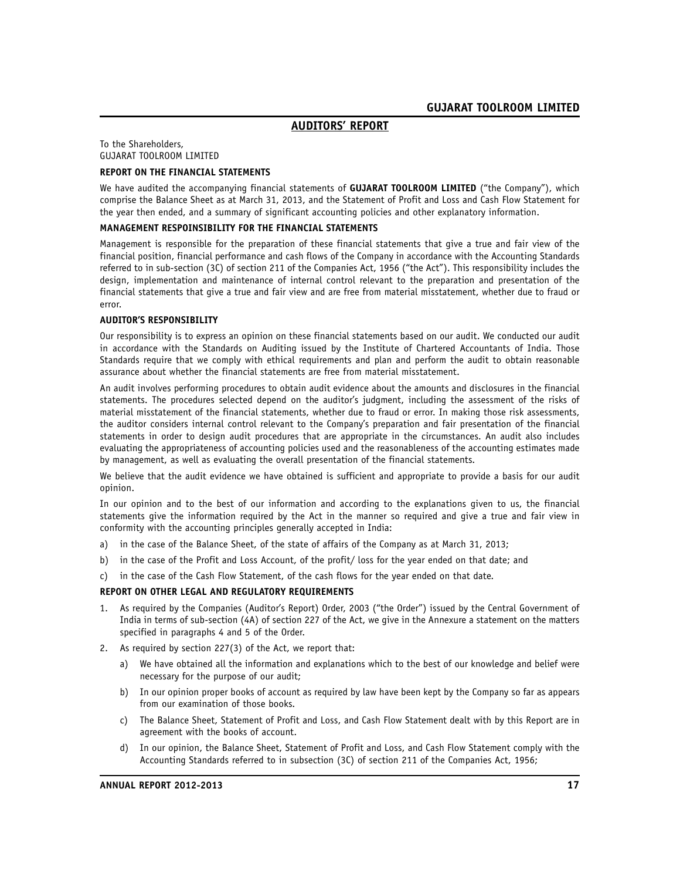# AUDITORS' REPORT

To the Shareholders,
GUJARAT TOOLROOM LIMITED

### REPORT ON THE FINANCIAL STATEMENTS

We have audited the accompanying financial statements of **GUJARAT TOOLROOM LIMITED** ("the Company"), which comprise the Balance Sheet as at March 31, 2013, and the Statement of Profit and Loss and Cash Flow Statement for the year then ended, and a summary of significant accounting policies and other explanatory information.

### MANAGEMENT RESPOINSIBILITY FOR THE FINANCIAL STATEMENTS

Management is responsible for the preparation of these financial statements that give a true and fair view of the financial position, financial performance and cash flows of the Company in accordance with the Accounting Standards referred to in sub-section (3C) of section 211 of the Companies Act, 1956 ("the Act"). This responsibility includes the design, implementation and maintenance of internal control relevant to the preparation and presentation of the financial statements that give a true and fair view and are free from material misstatement, whether due to fraud or error.

### AUDITOR'S RESPONSIBILITY

Our responsibility is to express an opinion on these financial statements based on our audit. We conducted our audit in accordance with the Standards on Auditing issued by the Institute of Chartered Accountants of India. Those Standards require that we comply with ethical requirements and plan and perform the audit to obtain reasonable assurance about whether the financial statements are free from material misstatement.

An audit involves performing procedures to obtain audit evidence about the amounts and disclosures in the financial statements. The procedures selected depend on the auditor's judgment, including the assessment of the risks of material misstatement of the financial statements, whether due to fraud or error. In making those risk assessments, the auditor considers internal control relevant to the Company's preparation and fair presentation of the financial statements in order to design audit procedures that are appropriate in the circumstances. An audit also includes evaluating the appropriateness of accounting policies used and the reasonableness of the accounting estimates made by management, as well as evaluating the overall presentation of the financial statements.

We believe that the audit evidence we have obtained is sufficient and appropriate to provide a basis for our audit opinion.

In our opinion and to the best of our information and according to the explanations given to us, the financial statements give the information required by the Act in the manner so required and give a true and fair view in conformity with the accounting principles generally accepted in India:

a) in the case of the Balance Sheet, of the state of affairs of the Company as at March 31, 2013;

b) in the case of the Profit and Loss Account, of the profit/ loss for the year ended on that date; and

c) in the case of the Cash Flow Statement, of the cash flows for the year ended on that date.

### REPORT ON OTHER LEGAL AND REGULATORY REQUIREMENTS

1. As required by the Companies (Auditor's Report) Order, 2003 ("the Order") issued by the Central Government of India in terms of sub-section (4A) of section 227 of the Act, we give in the Annexure a statement on the matters specified in paragraphs 4 and 5 of the Order.

2. As required by section 227(3) of the Act, we report that:

   a) We have obtained all the information and explanations which to the best of our knowledge and belief were necessary for the purpose of our audit;

   b) In our opinion proper books of account as required by law have been kept by the Company so far as appears from our examination of those books.

   c) The Balance Sheet, Statement of Profit and Loss, and Cash Flow Statement dealt with by this Report are in agreement with the books of account.

   d) In our opinion, the Balance Sheet, Statement of Profit and Loss, and Cash Flow Statement comply with the Accounting Standards referred to in subsection (3C) of section 211 of the Companies Act, 1956;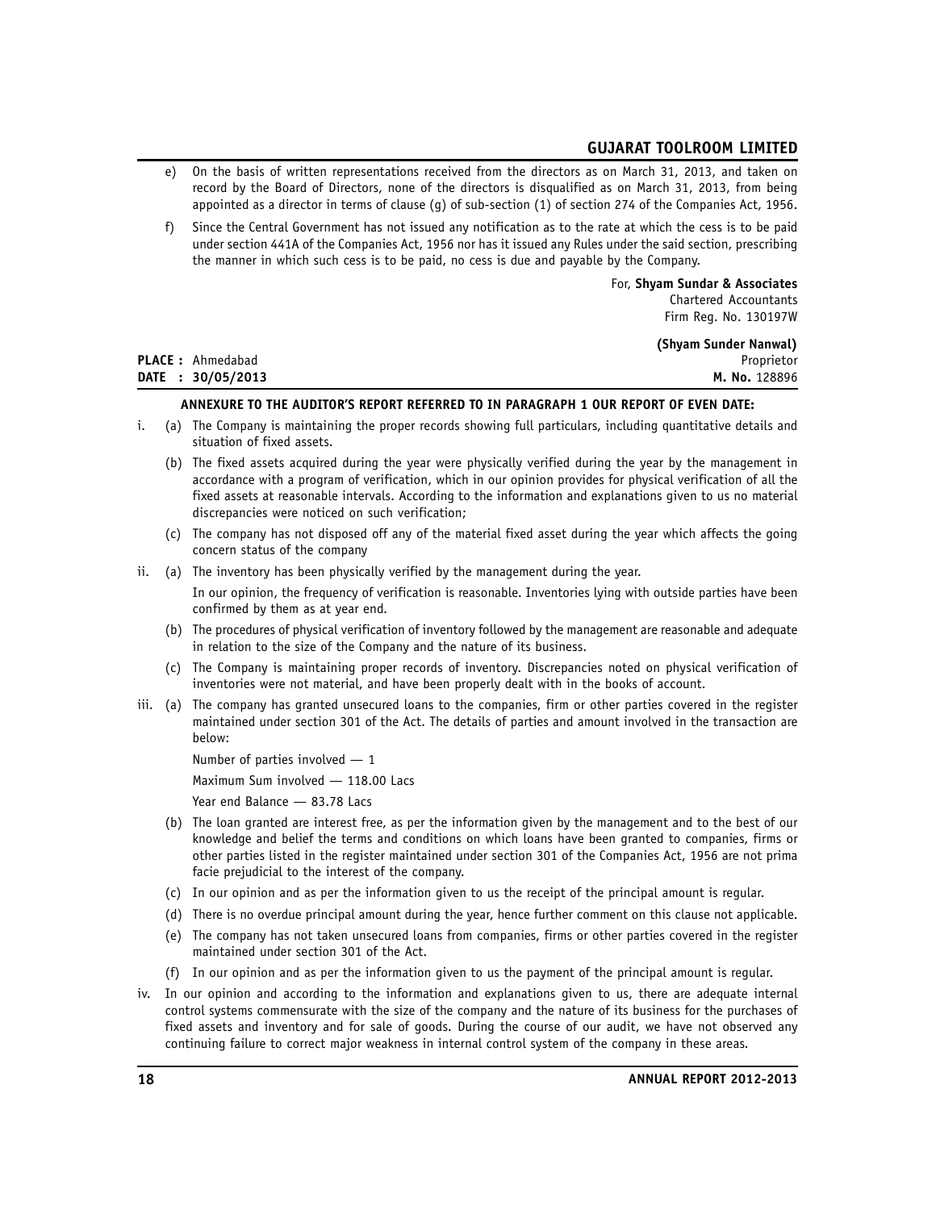e) On the basis of written representations received from the directors as on March 31, 2013, and taken on record by the Board of Directors, none of the directors is disqualified as on March 31, 2013, from being appointed as a director in terms of clause (g) of sub-section (1) of section 274 of the Companies Act, 1956.

f) Since the Central Government has not issued any notification as to the rate at which the cess is to be paid under section 441A of the Companies Act, 1956 nor has it issued any Rules under the said section, prescribing the manner in which such cess is to be paid, no cess is due and payable by the Company.

For, **Shyam Sundar & Associates**
Chartered Accountants
Firm Reg. No. 130197W

**(Shyam Sunder Nanwal)**
Proprietor
**M. No.** 128896

**PLACE :** Ahmedabad
**DATE : 30/05/2013**

### ANNEXURE TO THE AUDITOR'S REPORT REFERRED TO IN PARAGRAPH 1 OUR REPORT OF EVEN DATE:

i. (a) The Company is maintaining the proper records showing full particulars, including quantitative details and situation of fixed assets.

(b) The fixed assets acquired during the year were physically verified during the year by the management in accordance with a program of verification, which in our opinion provides for physical verification of all the fixed assets at reasonable intervals. According to the information and explanations given to us no material discrepancies were noticed on such verification;

(c) The company has not disposed off any of the material fixed asset during the year which affects the going concern status of the company

ii. (a) The inventory has been physically verified by the management during the year.

In our opinion, the frequency of verification is reasonable. Inventories lying with outside parties have been confirmed by them as at year end.

(b) The procedures of physical verification of inventory followed by the management are reasonable and adequate in relation to the size of the Company and the nature of its business.

(c) The Company is maintaining proper records of inventory. Discrepancies noted on physical verification of inventories were not material, and have been properly dealt with in the books of account.

iii. (a) The company has granted unsecured loans to the companies, firm or other parties covered in the register maintained under section 301 of the Act. The details of parties and amount involved in the transaction are below:

Number of parties involved — 1

Maximum Sum involved — 118.00 Lacs

Year end Balance — 83.78 Lacs

(b) The loan granted are interest free, as per the information given by the management and to the best of our knowledge and belief the terms and conditions on which loans have been granted to companies, firms or other parties listed in the register maintained under section 301 of the Companies Act, 1956 are not prima facie prejudicial to the interest of the company.

(c) In our opinion and as per the information given to us the receipt of the principal amount is regular.

(d) There is no overdue principal amount during the year, hence further comment on this clause not applicable.

(e) The company has not taken unsecured loans from companies, firms or other parties covered in the register maintained under section 301 of the Act.

(f) In our opinion and as per the information given to us the payment of the principal amount is regular.

iv. In our opinion and according to the information and explanations given to us, there are adequate internal control systems commensurate with the size of the company and the nature of its business for the purchases of fixed assets and inventory and for sale of goods. During the course of our audit, we have not observed any continuing failure to correct major weakness in internal control system of the company in these areas.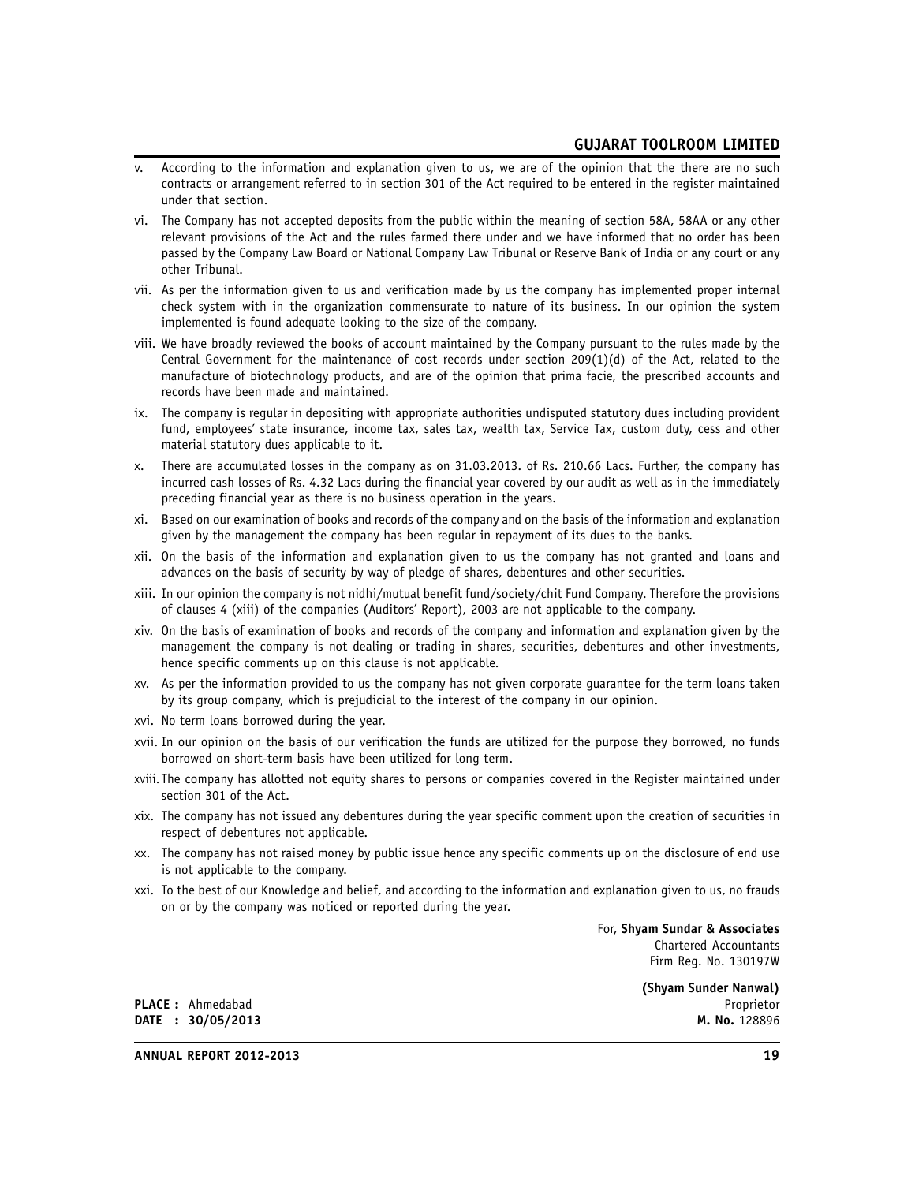v. According to the information and explanation given to us, we are of the opinion that the there are no such contracts or arrangement referred to in section 301 of the Act required to be entered in the register maintained under that section.

vi. The Company has not accepted deposits from the public within the meaning of section 58A, 58AA or any other relevant provisions of the Act and the rules farmed there under and we have informed that no order has been passed by the Company Law Board or National Company Law Tribunal or Reserve Bank of India or any court or any other Tribunal.

vii. As per the information given to us and verification made by us the company has implemented proper internal check system with in the organization commensurate to nature of its business. In our opinion the system implemented is found adequate looking to the size of the company.

viii. We have broadly reviewed the books of account maintained by the Company pursuant to the rules made by the Central Government for the maintenance of cost records under section 209(1)(d) of the Act, related to the manufacture of biotechnology products, and are of the opinion that prima facie, the prescribed accounts and records have been made and maintained.

ix. The company is regular in depositing with appropriate authorities undisputed statutory dues including provident fund, employees' state insurance, income tax, sales tax, wealth tax, Service Tax, custom duty, cess and other material statutory dues applicable to it.

x. There are accumulated losses in the company as on 31.03.2013. of Rs. 210.66 Lacs. Further, the company has incurred cash losses of Rs. 4.32 Lacs during the financial year covered by our audit as well as in the immediately preceding financial year as there is no business operation in the years.

xi. Based on our examination of books and records of the company and on the basis of the information and explanation given by the management the company has been regular in repayment of its dues to the banks.

xii. On the basis of the information and explanation given to us the company has not granted and loans and advances on the basis of security by way of pledge of shares, debentures and other securities.

xiii. In our opinion the company is not nidhi/mutual benefit fund/society/chit Fund Company. Therefore the provisions of clauses 4 (xiii) of the companies (Auditors' Report), 2003 are not applicable to the company.

xiv. On the basis of examination of books and records of the company and information and explanation given by the management the company is not dealing or trading in shares, securities, debentures and other investments, hence specific comments up on this clause is not applicable.

xv. As per the information provided to us the company has not given corporate guarantee for the term loans taken by its group company, which is prejudicial to the interest of the company in our opinion.

xvi. No term loans borrowed during the year.

xvii. In our opinion on the basis of our verification the funds are utilized for the purpose they borrowed, no funds borrowed on short-term basis have been utilized for long term.

xviii. The company has allotted not equity shares to persons or companies covered in the Register maintained under section 301 of the Act.

xix. The company has not issued any debentures during the year specific comment upon the creation of securities in respect of debentures not applicable.

xx. The company has not raised money by public issue hence any specific comments up on the disclosure of end use is not applicable to the company.

xxi. To the best of our Knowledge and belief, and according to the information and explanation given to us, no frauds on or by the company was noticed or reported during the year.

For, **Shyam Sundar & Associates**
Chartered Accountants
Firm Reg. No. 130197W

**(Shyam Sunder Nanwal)**
Proprietor
**M. No.** 128896

**PLACE :** Ahmedabad
**DATE : 30/05/2013**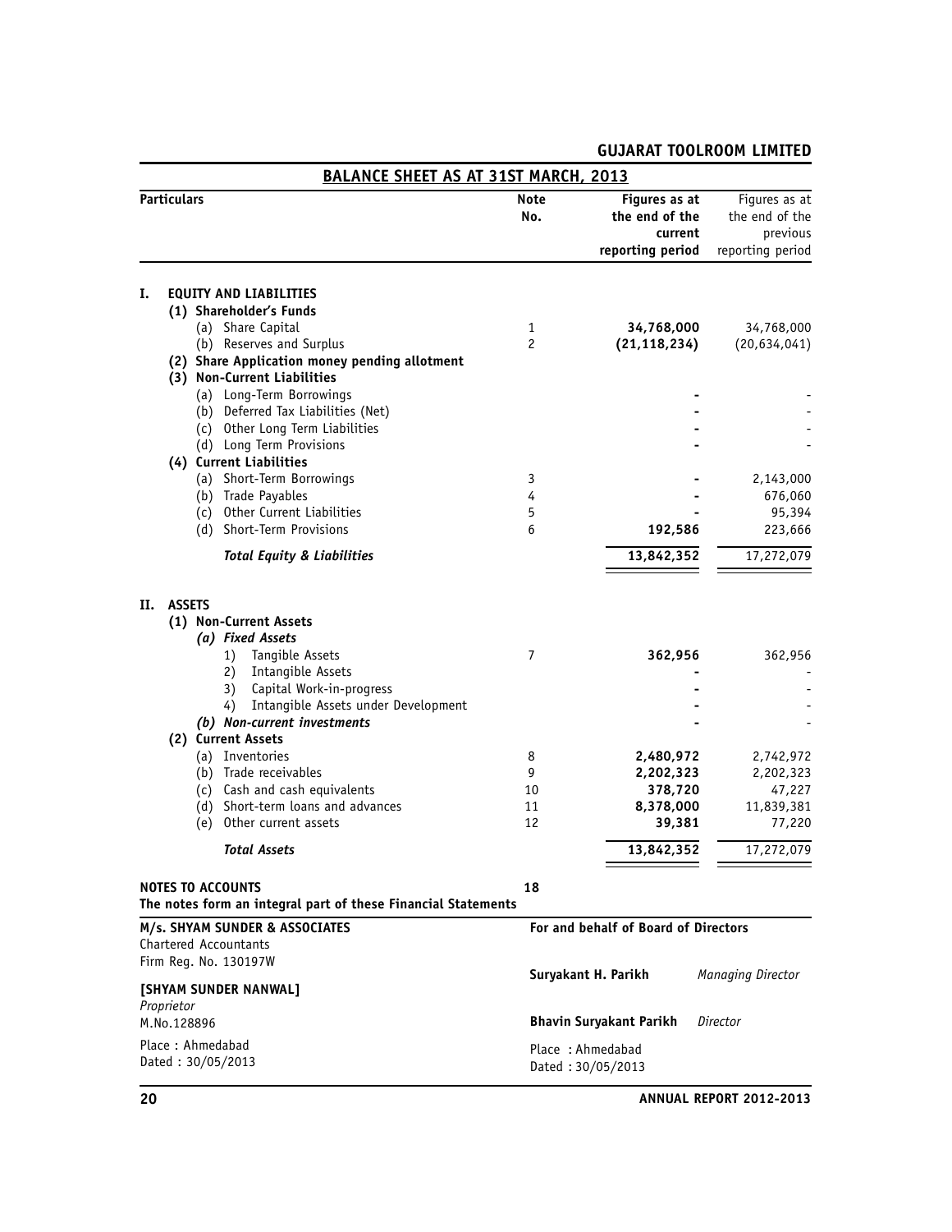# GUJARAT TOOLROOM LIMITED

## BALANCE SHEET AS AT 31ST MARCH, 2013

| Particulars | Note No. | Figures as at the end of the current reporting period | Figures as at the end of the previous reporting period |
|---|---|---|---|
| **I. EQUITY AND LIABILITIES** | | | |
| **(1) Shareholder's Funds** | | | |
| (a) Share Capital | 1 | **34,768,000** | 34,768,000 |
| (b) Reserves and Surplus | 2 | **(21,118,234)** | (20,634,041) |
| **(2) Share Application money pending allotment** | | | |
| **(3) Non-Current Liabilities** | | | |
| (a) Long-Term Borrowings | | **-** | - |
| (b) Deferred Tax Liabilities (Net) | | **-** | - |
| (c) Other Long Term Liabilities | | **-** | - |
| (d) Long Term Provisions | | **-** | - |
| **(4) Current Liabilities** | | | |
| (a) Short-Term Borrowings | 3 | **-** | 2,143,000 |
| (b) Trade Payables | 4 | **-** | 676,060 |
| (c) Other Current Liabilities | 5 | **-** | 95,394 |
| (d) Short-Term Provisions | 6 | **192,586** | 223,666 |
| ***Total Equity & Liabilities*** | | **13,842,352** | 17,272,079 |
| **II. ASSETS** | | | |
| **(1) Non-Current Assets** | | | |
| ***(a) Fixed Assets*** | | | |
| 1) Tangible Assets | 7 | **362,956** | 362,956 |
| 2) Intangible Assets | | **-** | - |
| 3) Capital Work-in-progress | | **-** | - |
| 4) Intangible Assets under Development | | **-** | - |
| ***(b) Non-current investments*** | | **-** | - |
| **(2) Current Assets** | | | |
| (a) Inventories | 8 | **2,480,972** | 2,742,972 |
| (b) Trade receivables | 9 | **2,202,323** | 2,202,323 |
| (c) Cash and cash equivalents | 10 | **378,720** | 47,227 |
| (d) Short-term loans and advances | 11 | **8,378,000** | 11,839,381 |
| (e) Other current assets | 12 | **39,381** | 77,220 |
| ***Total Assets*** | | **13,842,352** | 17,272,079 |

**NOTES TO ACCOUNTS** 18

**The notes form an integral part of these Financial Statements**

**M/s. SHYAM SUNDER & ASSOCIATES**
Chartered Accountants
Firm Reg. No. 130197W

**[SHYAM SUNDER NANWAL]**
*Proprietor*
M.No.128896

Place : Ahmedabad
Dated : 30/05/2013

**For and behalf of Board of Directors**

**Suryakant H. Parikh** *Managing Director*

**Bhavin Suryakant Parikh** *Director*

Place : Ahmedabad
Dated : 30/05/2013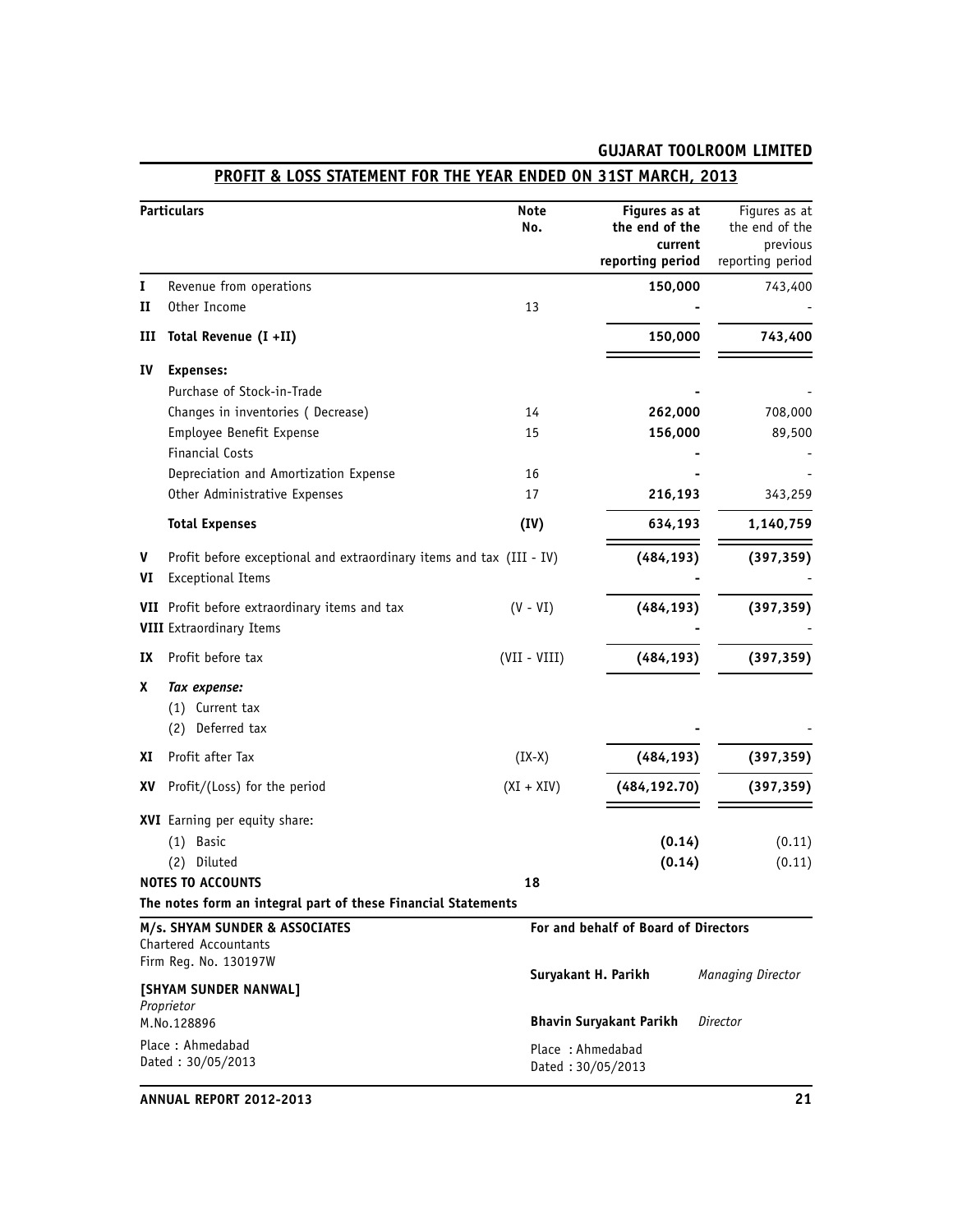## GUJARAT TOOLROOM LIMITED

## PROFIT & LOSS STATEMENT FOR THE YEAR ENDED ON 31ST MARCH, 2013

| | Particulars | Note No. | Figures as at the end of the current reporting period | Figures as at the end of the previous reporting period |
|---|---|---|---|---|
| I | Revenue from operations | | **150,000** | 743,400 |
| II | Other Income | 13 | **-** | - |
| III | **Total Revenue (I +II)** | | **150,000** | **743,400** |
| IV | **Expenses:** | | | |
| | Purchase of Stock-in-Trade | | **-** | - |
| | Changes in inventories ( Decrease) | 14 | **262,000** | 708,000 |
| | Employee Benefit Expense | 15 | **156,000** | 89,500 |
| | Financial Costs | | **-** | - |
| | Depreciation and Amortization Expense | 16 | **-** | - |
| | Other Administrative Expenses | 17 | **216,193** | 343,259 |
| | **Total Expenses** | **(IV)** | **634,193** | **1,140,759** |
| V | Profit before exceptional and extraordinary items and tax (III - IV) | | **(484,193)** | **(397,359)** |
| VI | Exceptional Items | | **-** | - |
| VII | Profit before extraordinary items and tax | (V - VI) | **(484,193)** | **(397,359)** |
| VIII | Extraordinary Items | | **-** | - |
| IX | Profit before tax | (VII - VIII) | **(484,193)** | **(397,359)** |
| X | *Tax expense:* | | | |
| | (1) Current tax | | | |
| | (2) Deferred tax | | **-** | - |
| XI | Profit after Tax | (IX-X) | **(484,193)** | **(397,359)** |
| XV | Profit/(Loss) for the period | (XI + XIV) | **(484,192.70)** | **(397,359)** |
| XVI | Earning per equity share: | | | |
| | (1) Basic | | **(0.14)** | (0.11) |
| | (2) Diluted | | **(0.14)** | (0.11) |
| | **NOTES TO ACCOUNTS** | **18** | | |

**The notes form an integral part of these Financial Statements**

**M/s. SHYAM SUNDER & ASSOCIATES**
Chartered Accountants
Firm Reg. No. 130197W

**[SHYAM SUNDER NANWAL]**
*Proprietor*
M.No.128896

Place : Ahmedabad
Dated : 30/05/2013

**For and behalf of Board of Directors**

**Suryakant H. Parikh** *Managing Director*

**Bhavin Suryakant Parikh** *Director*

Place : Ahmedabad
Dated : 30/05/2013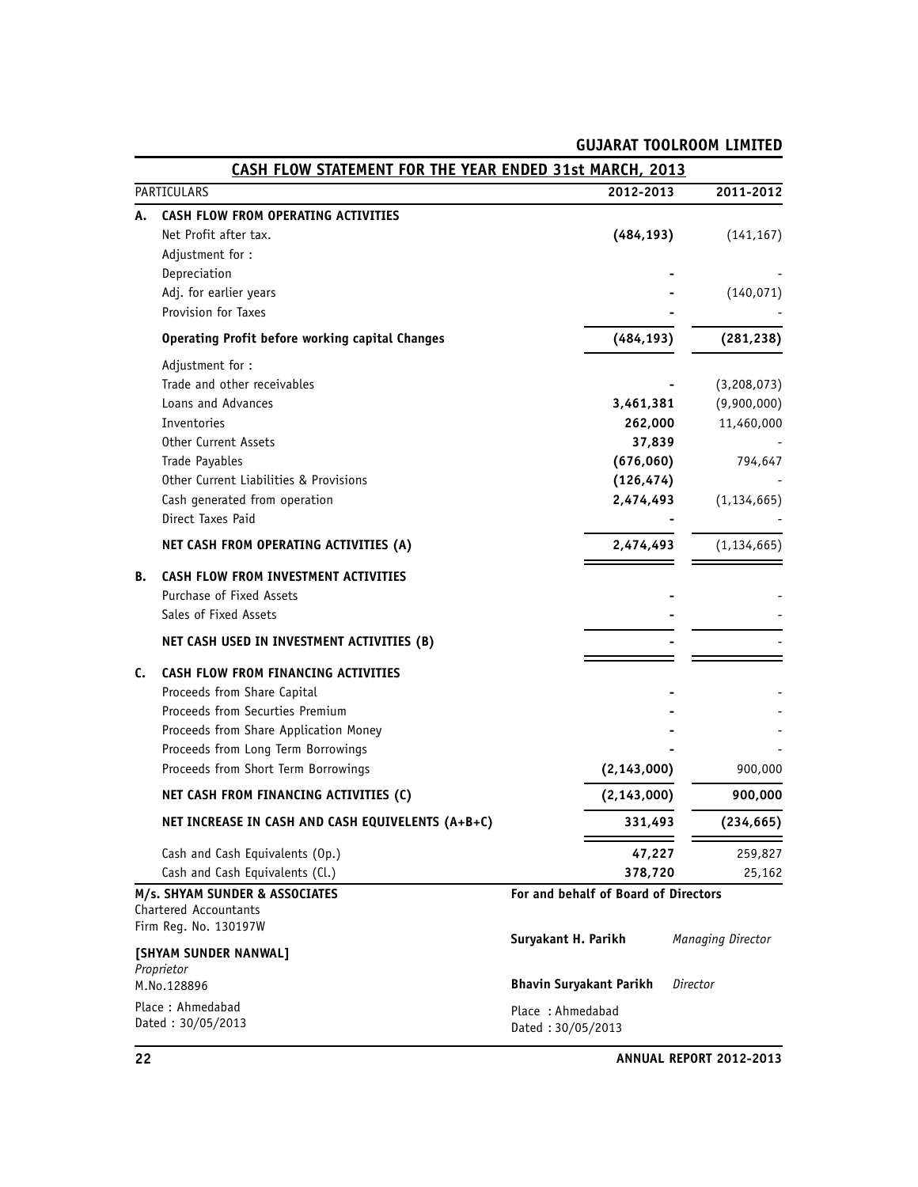## GUJARAT TOOLROOM LIMITED

### CASH FLOW STATEMENT FOR THE YEAR ENDED 31st MARCH, 2013

| | PARTICULARS | 2012-2013 | 2011-2012 |
|---|---|---|---|
| **A.** | **CASH FLOW FROM OPERATING ACTIVITIES** | | |
| | Net Profit after tax. | **(484,193)** | (141,167) |
| | Adjustment for : | | |
| | Depreciation | **-** | - |
| | Adj. for earlier years | **-** | (140,071) |
| | Provision for Taxes | **-** | - |
| | **Operating Profit before working capital Changes** | **(484,193)** | **(281,238)** |
| | Adjustment for : | | |
| | Trade and other receivables | **-** | (3,208,073) |
| | Loans and Advances | **3,461,381** | (9,900,000) |
| | Inventories | **262,000** | 11,460,000 |
| | Other Current Assets | **37,839** | - |
| | Trade Payables | **(676,060)** | 794,647 |
| | Other Current Liabilities & Provisions | **(126,474)** | - |
| | Cash generated from operation | **2,474,493** | (1,134,665) |
| | Direct Taxes Paid | **-** | - |
| | **NET CASH FROM OPERATING ACTIVITIES (A)** | **2,474,493** | (1,134,665) |
| **B.** | **CASH FLOW FROM INVESTMENT ACTIVITIES** | | |
| | Purchase of Fixed Assets | **-** | - |
| | Sales of Fixed Assets | **-** | - |
| | **NET CASH USED IN INVESTMENT ACTIVITIES (B)** | **-** | - |
| **C.** | **CASH FLOW FROM FINANCING ACTIVITIES** | | |
| | Proceeds from Share Capital | **-** | - |
| | Proceeds from Securties Premium | **-** | - |
| | Proceeds from Share Application Money | **-** | - |
| | Proceeds from Long Term Borrowings | **-** | - |
| | Proceeds from Short Term Borrowings | **(2,143,000)** | 900,000 |
| | **NET CASH FROM FINANCING ACTIVITIES (C)** | **(2,143,000)** | **900,000** |
| | **NET INCREASE IN CASH AND CASH EQUIVELENTS (A+B+C)** | **331,493** | **(234,665)** |
| | Cash and Cash Equivalents (Op.) | **47,227** | 259,827 |
| | Cash and Cash Equivalents (Cl.) | **378,720** | 25,162 |

**M/s. SHYAM SUNDER & ASSOCIATES**
Chartered Accountants
Firm Reg. No. 130197W

**[SHYAM SUNDER NANWAL]**
*Proprietor*
M.No.128896

Place : Ahmedabad
Dated : 30/05/2013

**For and behalf of Board of Directors**

**Suryakant H. Parikh** *Managing Director*

**Bhavin Suryakant Parikh** *Director*

Place : Ahmedabad
Dated : 30/05/2013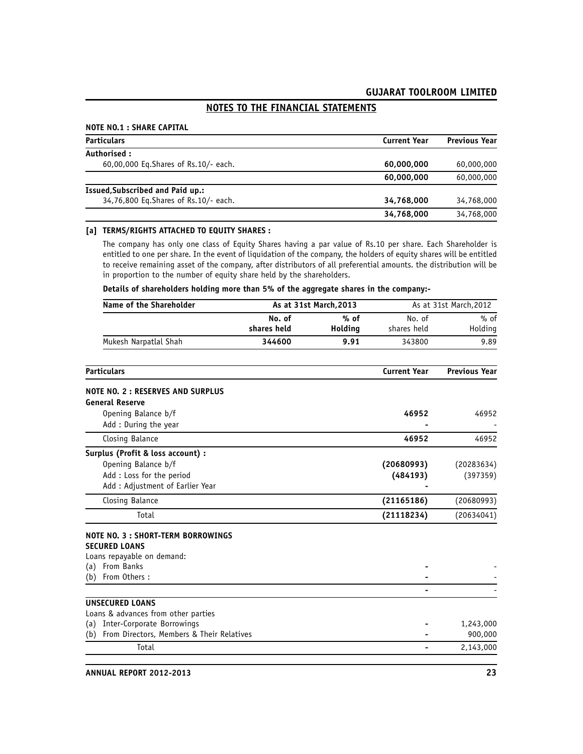## NOTES TO THE FINANCIAL STATEMENTS

### NOTE NO.1 : SHARE CAPITAL

| Particulars | Current Year | Previous Year |
|---|---|---|
| **Authorised :** | | |
| 60,00,000 Eq.Shares of Rs.10/- each. | **60,000,000** | 60,000,000 |
| | **60,000,000** | 60,000,000 |
| **Issued,Subscribed and Paid up.:** | | |
| 34,76,800 Eq.Shares of Rs.10/- each. | **34,768,000** | 34,768,000 |
| | **34,768,000** | 34,768,000 |

**[a] TERMS/RIGHTS ATTACHED TO EQUITY SHARES :**

The company has only one class of Equity Shares having a par value of Rs.10 per share. Each Shareholder is entitled to one per share. In the event of liquidation of the company, the holders of equity shares will be entitled to receive remaining asset of the company, after distributors of all preferential amounts. the distribution will be in proportion to the number of equity share held by the shareholders.

**Details of shareholders holding more than 5% of the aggregate shares in the company:-**

| Name of the Shareholder | As at 31st March,2013 | | As at 31st March,2012 | |
|---|---|---|---|---|
| | **No. of shares held** | **% of Holding** | No. of shares held | % of Holding |
| Mukesh Narpatlal Shah | **344600** | **9.91** | 343800 | 9.89 |

| Particulars | Current Year | Previous Year |
|---|---|---|
| **NOTE NO. 2 : RESERVES AND SURPLUS** | | |
| **General Reserve** | | |
| Opening Balance b/f | **46952** | 46952 |
| Add : During the year | **-** | - |
| Closing Balance | **46952** | 46952 |
| **Surplus (Profit & loss account) :** | | |
| Opening Balance b/f | **(20680993)** | (20283634) |
| Add : Loss for the period | **(484193)** | (397359) |
| Add : Adjustment of Earlier Year | **-** | |
| Closing Balance | **(21165186)** | (20680993) |
| Total | **(21118234)** | (20634041) |
| **NOTE NO. 3 : SHORT-TERM BORROWINGS** | | |
| **SECURED LOANS** | | |
| Loans repayable on demand: | | |
| (a) From Banks | **-** | - |
| (b) From Others : | **-** | - |
| | **-** | - |
| **UNSECURED LOANS** | | |
| Loans & advances from other parties | | |
| (a) Inter-Corporate Borrowings | **-** | 1,243,000 |
| (b) From Directors, Members & Their Relatives | **-** | 900,000 |
| Total | **-** | 2,143,000 |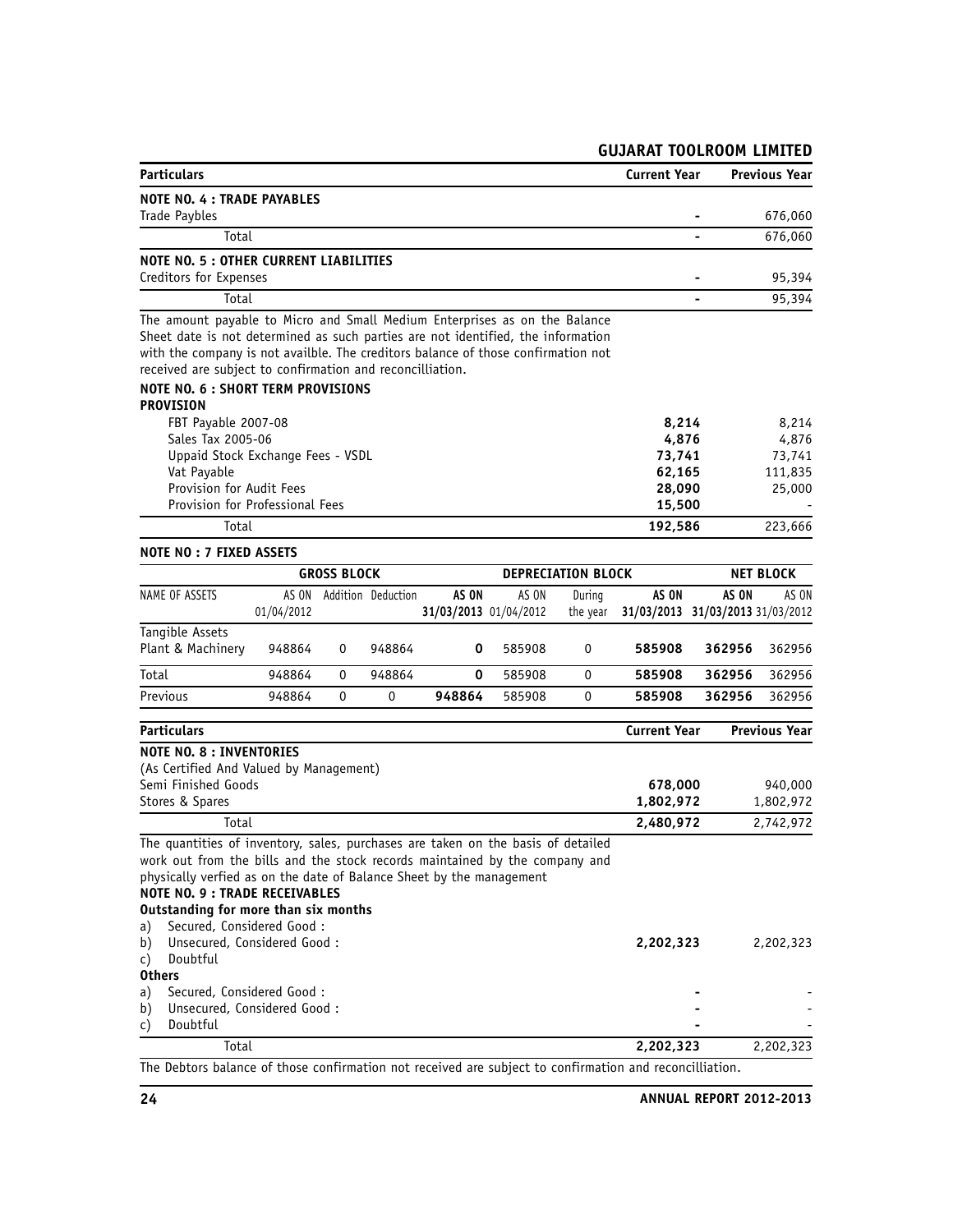| Particulars | Current Year | Previous Year |
|---|---|---|
| **NOTE NO. 4 : TRADE PAYABLES** | | |
| Trade Paybles | - | 676,060 |
| Total | - | 676,060 |
| **NOTE NO. 5 : OTHER CURRENT LIABILITIES** | | |
| Creditors for Expenses | - | 95,394 |
| Total | - | 95,394 |

The amount payable to Micro and Small Medium Enterprises as on the Balance Sheet date is not determined as such parties are not identified, the information with the company is not availble. The creditors balance of those confirmation not received are subject to confirmation and reconcilliation.

| Particulars | Current Year | Previous Year |
|---|---|---|
| **NOTE NO. 6 : SHORT TERM PROVISIONS** | | |
| **PROVISION** | | |
| FBT Payable 2007-08 | **8,214** | 8,214 |
| Sales Tax 2005-06 | **4,876** | 4,876 |
| Uppaid Stock Exchange Fees - VSDL | **73,741** | 73,741 |
| Vat Payable | **62,165** | 111,835 |
| Provision for Audit Fees | **28,090** | 25,000 |
| Provision for Professional Fees | **15,500** | - |
| Total | **192,586** | 223,666 |

**NOTE NO : 7 FIXED ASSETS**

| NAME OF ASSETS | GROSS BLOCK | | | | DEPRECIATION BLOCK | | | NET BLOCK | |
|---|---|---|---|---|---|---|---|---|---|
| | AS ON 01/04/2012 | Addition | Deduction | **AS ON 31/03/2013** | AS ON 01/04/2012 | During the year | **AS ON 31/03/2013** | **AS ON 31/03/2013** | AS ON 31/03/2012 |
| Tangible Assets | | | | | | | | | |
| Plant & Machinery | 948864 | 0 | 948864 | **0** | 585908 | 0 | **585908** | **362956** | 362956 |
| Total | 948864 | 0 | 948864 | **0** | 585908 | 0 | **585908** | **362956** | 362956 |
| Previous | 948864 | 0 | 0 | **948864** | 585908 | 0 | **585908** | **362956** | 362956 |

| Particulars | Current Year | Previous Year |
|---|---|---|
| **NOTE NO. 8 : INVENTORIES** | | |
| (As Certified And Valued by Management) | | |
| Semi Finished Goods | **678,000** | 940,000 |
| Stores & Spares | **1,802,972** | 1,802,972 |
| Total | **2,480,972** | 2,742,972 |

The quantities of inventory, sales, purchases are taken on the basis of detailed work out from the bills and the stock records maintained by the company and physically verfied as on the date of Balance Sheet by the management

| Particulars | Current Year | Previous Year |
|---|---|---|
| **NOTE NO. 9 : TRADE RECEIVABLES** | | |
| **Outstanding for more than six months** | | |
| a) Secured, Considered Good : | | |
| b) Unsecured, Considered Good : | **2,202,323** | 2,202,323 |
| c) Doubtful | | |
| **Others** | | |
| a) Secured, Considered Good : | - | - |
| b) Unsecured, Considered Good : | - | - |
| c) Doubtful | - | - |
| Total | **2,202,323** | 2,202,323 |

The Debtors balance of those confirmation not received are subject to confirmation and reconcilliation.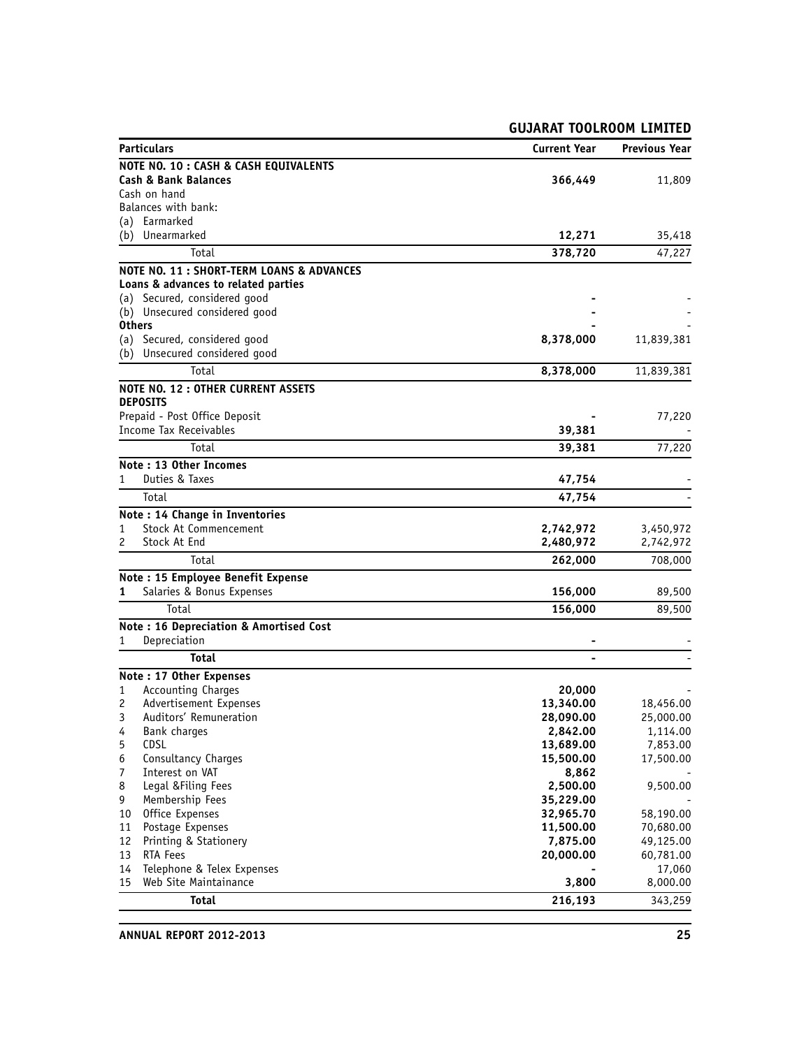| Particulars | Current Year | Previous Year |
|---|---|---|
| **NOTE NO. 10 : CASH & CASH EQUIVALENTS** | | |
| **Cash & Bank Balances** | **366,449** | 11,809 |
| Cash on hand | | |
| Balances with bank: | | |
| (a) Earmarked | | |
| (b) Unearmarked | **12,271** | 35,418 |
| Total | **378,720** | 47,227 |
| **NOTE NO. 11 : SHORT-TERM LOANS & ADVANCES** | | |
| **Loans & advances to related parties** | | |
| (a) Secured, considered good | **-** | - |
| (b) Unsecured considered good | **-** | - |
| **Others** | **-** | - |
| (a) Secured, considered good | **8,378,000** | 11,839,381 |
| (b) Unsecured considered good | | |
| Total | **8,378,000** | 11,839,381 |
| **NOTE NO. 12 : OTHER CURRENT ASSETS** | | |
| **DEPOSITS** | | |
| Prepaid - Post Office Deposit | **-** | 77,220 |
| Income Tax Receivables | **39,381** | - |
| Total | **39,381** | 77,220 |
| **Note : 13 Other Incomes** | | |
| 1 Duties & Taxes | **47,754** | - |
| Total | **47,754** | - |
| **Note : 14 Change in Inventories** | | |
| 1 Stock At Commencement | **2,742,972** | 3,450,972 |
| 2 Stock At End | **2,480,972** | 2,742,972 |
| Total | **262,000** | 708,000 |
| **Note : 15 Employee Benefit Expense** | | |
| **1** Salaries & Bonus Expenses | **156,000** | 89,500 |
| Total | **156,000** | 89,500 |
| **Note : 16 Depreciation & Amortised Cost** | | |
| 1 Depreciation | **-** | - |
| **Total** | **-** | - |
| **Note : 17 Other Expenses** | | |
| 1 Accounting Charges | **20,000** | - |
| 2 Advertisement Expenses | **13,340.00** | 18,456.00 |
| 3 Auditors' Remuneration | **28,090.00** | 25,000.00 |
| 4 Bank charges | **2,842.00** | 1,114.00 |
| 5 CDSL | **13,689.00** | 7,853.00 |
| 6 Consultancy Charges | **15,500.00** | 17,500.00 |
| 7 Interest on VAT | **8,862** | - |
| 8 Legal &Filing Fees | **2,500.00** | 9,500.00 |
| 9 Membership Fees | **35,229.00** | - |
| 10 Office Expenses | **32,965.70** | 58,190.00 |
| 11 Postage Expenses | **11,500.00** | 70,680.00 |
| 12 Printing & Stationery | **7,875.00** | 49,125.00 |
| 13 RTA Fees | **20,000.00** | 60,781.00 |
| 14 Telephone & Telex Expenses | **-** | 17,060 |
| 15 Web Site Maintainance | **3,800** | 8,000.00 |
| **Total** | **216,193** | 343,259 |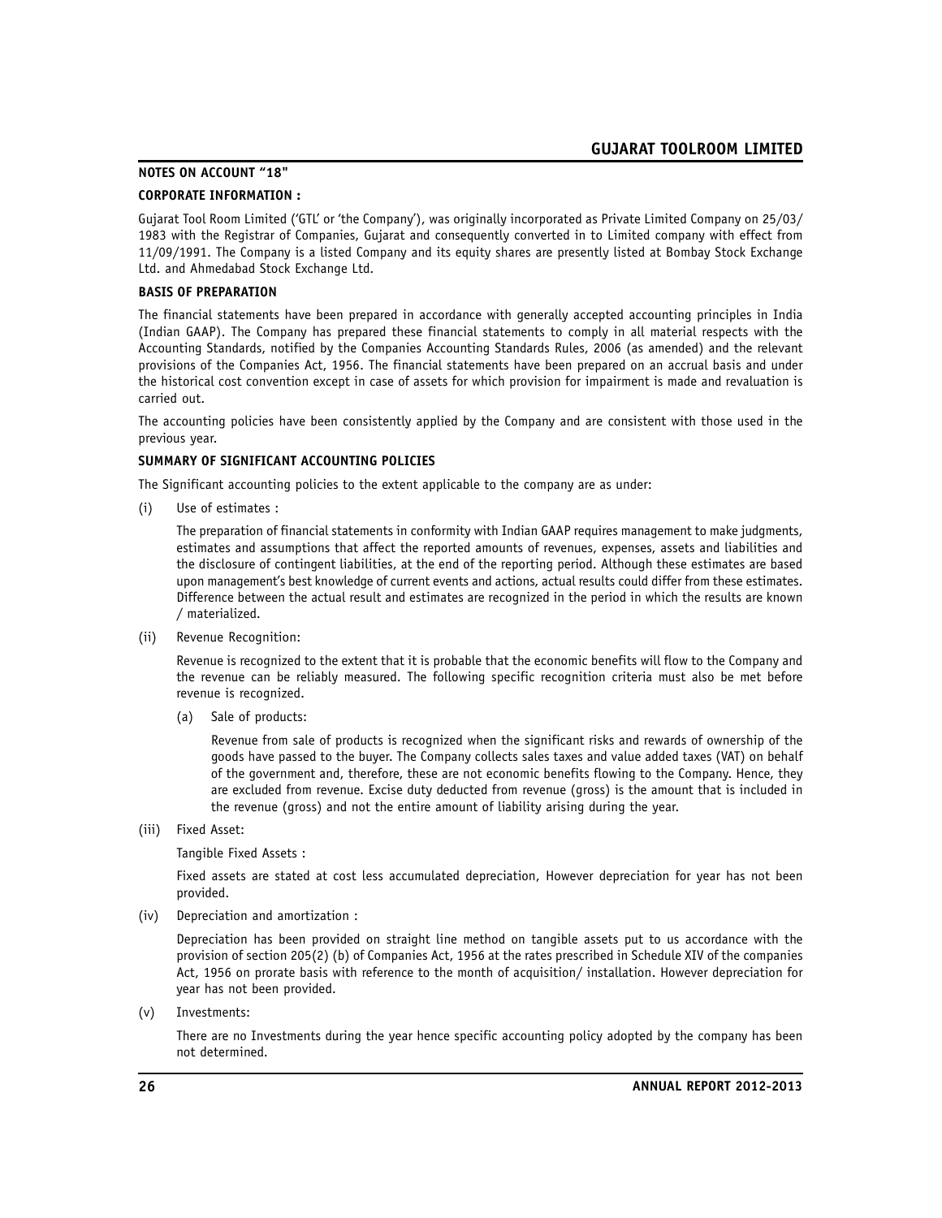## NOTES ON ACCOUNT "18"

### CORPORATE INFORMATION :

Gujarat Tool Room Limited ('GTL' or 'the Company'), was originally incorporated as Private Limited Company on 25/03/1983 with the Registrar of Companies, Gujarat and consequently converted in to Limited company with effect from 11/09/1991. The Company is a listed Company and its equity shares are presently listed at Bombay Stock Exchange Ltd. and Ahmedabad Stock Exchange Ltd.

### BASIS OF PREPARATION

The financial statements have been prepared in accordance with generally accepted accounting principles in India (Indian GAAP). The Company has prepared these financial statements to comply in all material respects with the Accounting Standards, notified by the Companies Accounting Standards Rules, 2006 (as amended) and the relevant provisions of the Companies Act, 1956. The financial statements have been prepared on an accrual basis and under the historical cost convention except in case of assets for which provision for impairment is made and revaluation is carried out.

The accounting policies have been consistently applied by the Company and are consistent with those used in the previous year.

### SUMMARY OF SIGNIFICANT ACCOUNTING POLICIES

The Significant accounting policies to the extent applicable to the company are as under:

(i) Use of estimates :

The preparation of financial statements in conformity with Indian GAAP requires management to make judgments, estimates and assumptions that affect the reported amounts of revenues, expenses, assets and liabilities and the disclosure of contingent liabilities, at the end of the reporting period. Although these estimates are based upon management's best knowledge of current events and actions, actual results could differ from these estimates. Difference between the actual result and estimates are recognized in the period in which the results are known / materialized.

(ii) Revenue Recognition:

Revenue is recognized to the extent that it is probable that the economic benefits will flow to the Company and the revenue can be reliably measured. The following specific recognition criteria must also be met before revenue is recognized.

(a) Sale of products:

Revenue from sale of products is recognized when the significant risks and rewards of ownership of the goods have passed to the buyer. The Company collects sales taxes and value added taxes (VAT) on behalf of the government and, therefore, these are not economic benefits flowing to the Company. Hence, they are excluded from revenue. Excise duty deducted from revenue (gross) is the amount that is included in the revenue (gross) and not the entire amount of liability arising during the year.

(iii) Fixed Asset:

Tangible Fixed Assets :

Fixed assets are stated at cost less accumulated depreciation, However depreciation for year has not been provided.

(iv) Depreciation and amortization :

Depreciation has been provided on straight line method on tangible assets put to us accordance with the provision of section 205(2) (b) of Companies Act, 1956 at the rates prescribed in Schedule XIV of the companies Act, 1956 on prorate basis with reference to the month of acquisition/ installation. However depreciation for year has not been provided.

(v) Investments:

There are no Investments during the year hence specific accounting policy adopted by the company has been not determined.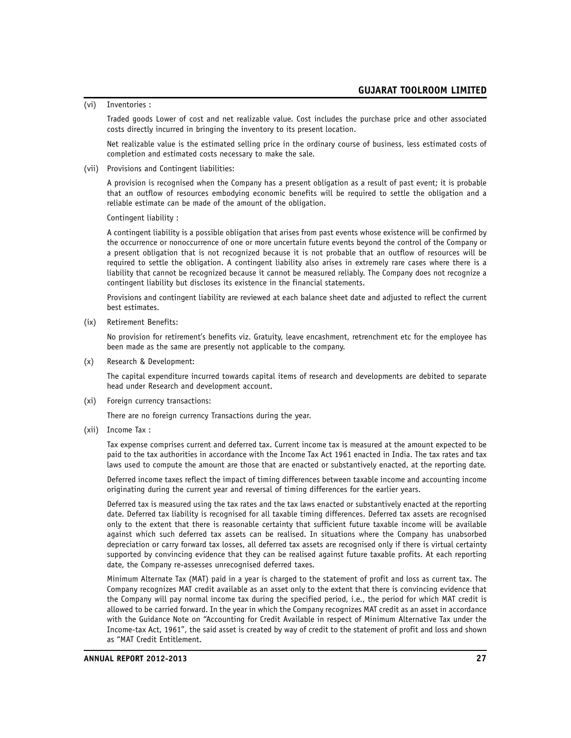(vi) Inventories :

Traded goods Lower of cost and net realizable value. Cost includes the purchase price and other associated costs directly incurred in bringing the inventory to its present location.

Net realizable value is the estimated selling price in the ordinary course of business, less estimated costs of completion and estimated costs necessary to make the sale.

(vii) Provisions and Contingent liabilities:

A provision is recognised when the Company has a present obligation as a result of past event; it is probable that an outflow of resources embodying economic benefits will be required to settle the obligation and a reliable estimate can be made of the amount of the obligation.

Contingent liability :

A contingent liability is a possible obligation that arises from past events whose existence will be confirmed by the occurrence or nonoccurrence of one or more uncertain future events beyond the control of the Company or a present obligation that is not recognized because it is not probable that an outflow of resources will be required to settle the obligation. A contingent liability also arises in extremely rare cases where there is a liability that cannot be recognized because it cannot be measured reliably. The Company does not recognize a contingent liability but discloses its existence in the financial statements.

Provisions and contingent liability are reviewed at each balance sheet date and adjusted to reflect the current best estimates.

(ix) Retirement Benefits:

No provision for retirement's benefits viz. Gratuity, leave encashment, retrenchment etc for the employee has been made as the same are presently not applicable to the company.

(x) Research & Development:

The capital expenditure incurred towards capital items of research and developments are debited to separate head under Research and development account.

(xi) Foreign currency transactions:

There are no foreign currency Transactions during the year.

(xii) Income Tax :

Tax expense comprises current and deferred tax. Current income tax is measured at the amount expected to be paid to the tax authorities in accordance with the Income Tax Act 1961 enacted in India. The tax rates and tax laws used to compute the amount are those that are enacted or substantively enacted, at the reporting date.

Deferred income taxes reflect the impact of timing differences between taxable income and accounting income originating during the current year and reversal of timing differences for the earlier years.

Deferred tax is measured using the tax rates and the tax laws enacted or substantively enacted at the reporting date. Deferred tax liability is recognised for all taxable timing differences. Deferred tax assets are recognised only to the extent that there is reasonable certainty that sufficient future taxable income will be available against which such deferred tax assets can be realised. In situations where the Company has unabsorbed depreciation or carry forward tax losses, all deferred tax assets are recognised only if there is virtual certainty supported by convincing evidence that they can be realised against future taxable profits. At each reporting date, the Company re-assesses unrecognised deferred taxes.

Minimum Alternate Tax (MAT) paid in a year is charged to the statement of profit and loss as current tax. The Company recognizes MAT credit available as an asset only to the extent that there is convincing evidence that the Company will pay normal income tax during the specified period, i.e., the period for which MAT credit is allowed to be carried forward. In the year in which the Company recognizes MAT credit as an asset in accordance with the Guidance Note on "Accounting for Credit Available in respect of Minimum Alternative Tax under the Income-tax Act, 1961", the said asset is created by way of credit to the statement of profit and loss and shown as "MAT Credit Entitlement.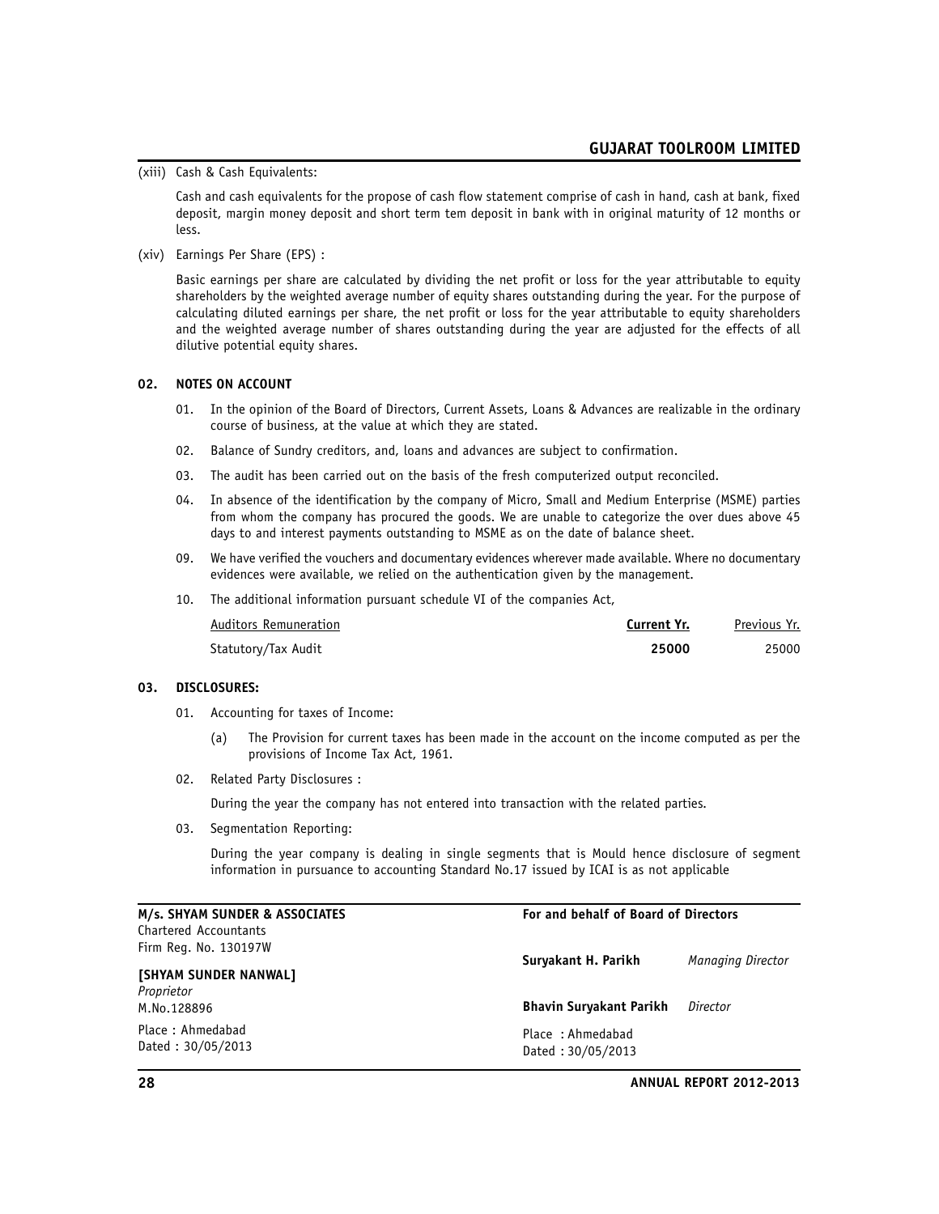(xiii) Cash & Cash Equivalents:

Cash and cash equivalents for the propose of cash flow statement comprise of cash in hand, cash at bank, fixed deposit, margin money deposit and short term tem deposit in bank with in original maturity of 12 months or less.

(xiv) Earnings Per Share (EPS) :

Basic earnings per share are calculated by dividing the net profit or loss for the year attributable to equity shareholders by the weighted average number of equity shares outstanding during the year. For the purpose of calculating diluted earnings per share, the net profit or loss for the year attributable to equity shareholders and the weighted average number of shares outstanding during the year are adjusted for the effects of all dilutive potential equity shares.

## 02. NOTES ON ACCOUNT

01. In the opinion of the Board of Directors, Current Assets, Loans & Advances are realizable in the ordinary course of business, at the value at which they are stated.

02. Balance of Sundry creditors, and, loans and advances are subject to confirmation.

03. The audit has been carried out on the basis of the fresh computerized output reconciled.

04. In absence of the identification by the company of Micro, Small and Medium Enterprise (MSME) parties from whom the company has procured the goods. We are unable to categorize the over dues above 45 days to and interest payments outstanding to MSME as on the date of balance sheet.

09. We have verified the vouchers and documentary evidences wherever made available. Where no documentary evidences were available, we relied on the authentication given by the management.

10. The additional information pursuant schedule VI of the companies Act,

| Auditors Remuneration | **Current Yr.** | Previous Yr. |
|---|---|---|
| Statutory/Tax Audit | **25000** | 25000 |

## 03. DISCLOSURES:

01. Accounting for taxes of Income:

    (a) The Provision for current taxes has been made in the account on the income computed as per the provisions of Income Tax Act, 1961.

02. Related Party Disclosures :

    During the year the company has not entered into transaction with the related parties.

03. Segmentation Reporting:

    During the year company is dealing in single segments that is Mould hence disclosure of segment information in pursuance to accounting Standard No.17 issued by ICAI is as not applicable

**M/s. SHYAM SUNDER & ASSOCIATES**
Chartered Accountants
Firm Reg. No. 130197W

**[SHYAM SUNDER NANWAL]**
*Proprietor*
M.No.128896

Place : Ahmedabad
Dated : 30/05/2013

**For and behalf of Board of Directors**

**Suryakant H. Parikh** *Managing Director*

**Bhavin Suryakant Parikh** *Director*

Place : Ahmedabad
Dated : 30/05/2013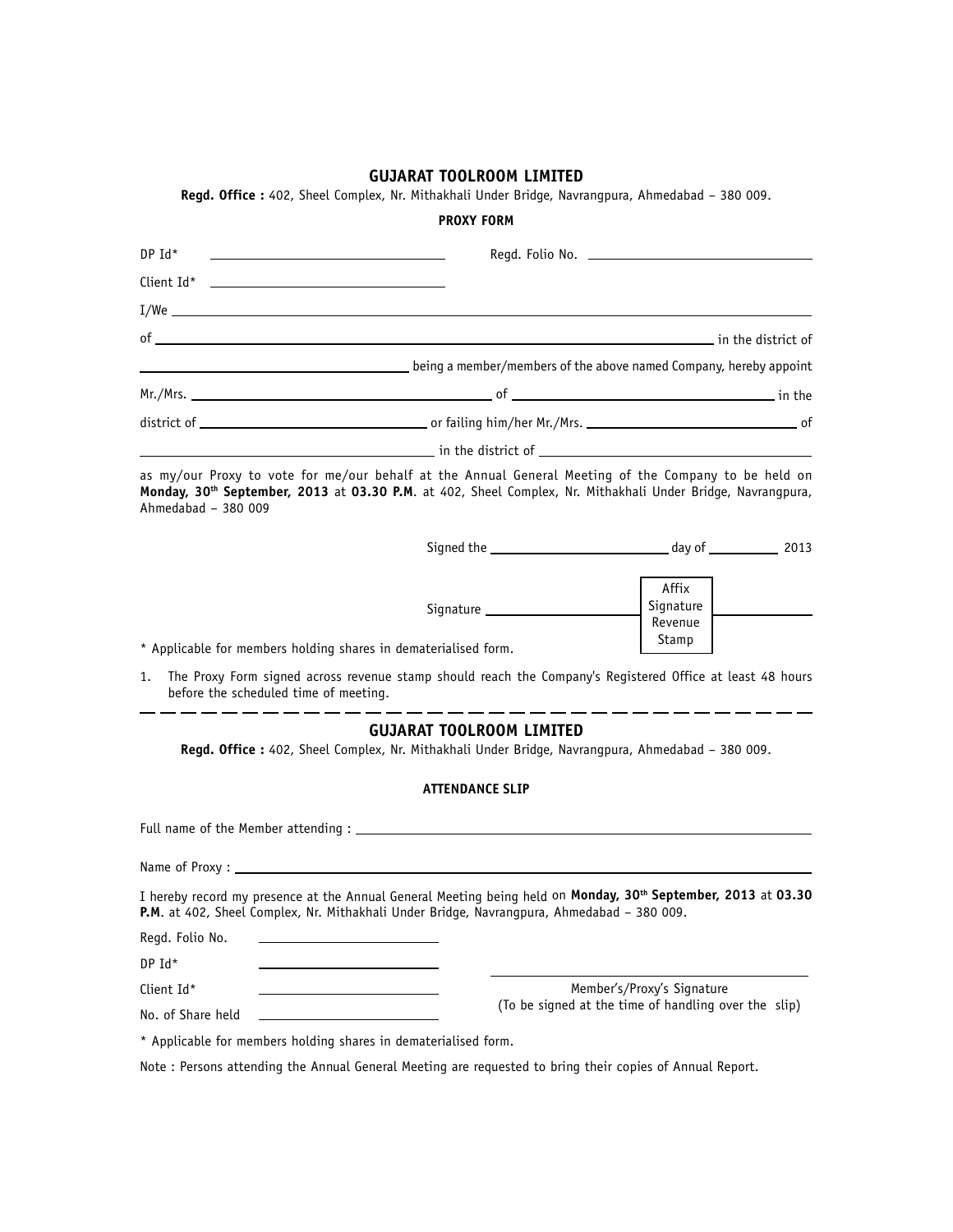## GUJARAT TOOLROOM LIMITED

**Regd. Office :** 402, Sheel Complex, Nr. Mithakhali Under Bridge, Navrangpura, Ahmedabad – 380 009.

**PROXY FORM**

DP Id* ______________________________ Regd. Folio No. ______________________________

Client Id* ______________________________

I/We ____________________________________________________________________________

of ____________________________________________________________ in the district of

______________________________ being a member/members of the above named Company, hereby appoint

Mr./Mrs. ______________________________ of ______________________________ in the

district of ______________________________ or failing him/her Mr./Mrs. ______________________________ of

______________________________ in the district of ______________________________

as my/our Proxy to vote for me/our behalf at the Annual General Meeting of the Company to be held on **Monday, 30th September, 2013** at **03.30 P.M**. at 402, Sheel Complex, Nr. Mithakhali Under Bridge, Navrangpura, Ahmedabad – 380 009

Signed the ______________________ day of __________ 2013

Signature ______________________ [Affix Signature Revenue Stamp] ______________

* Applicable for members holding shares in dematerialised form.

1. The Proxy Form signed across revenue stamp should reach the Company's Registered Office at least 48 hours before the scheduled time of meeting.

- - - - - - - - - - - - - - - - - - - - - - - - - - - - - - - - - - - - - - - -

## GUJARAT TOOLROOM LIMITED

**Regd. Office :** 402, Sheel Complex, Nr. Mithakhali Under Bridge, Navrangpura, Ahmedabad – 380 009.

**ATTENDANCE SLIP**

Full name of the Member attending : ______________________________________________

Name of Proxy : ______________________________________________

I hereby record my presence at the Annual General Meeting being held on **Monday, 30th September, 2013** at **03.30 P.M**. at 402, Sheel Complex, Nr. Mithakhali Under Bridge, Navrangpura, Ahmedabad – 380 009.

Regd. Folio No. ______________________

DP Id* ______________________

Client Id* ______________________

No. of Share held ______________________

______________________________
Member's/Proxy's Signature
(To be signed at the time of handling over the slip)

* Applicable for members holding shares in dematerialised form.

Note : Persons attending the Annual General Meeting are requested to bring their copies of Annual Report.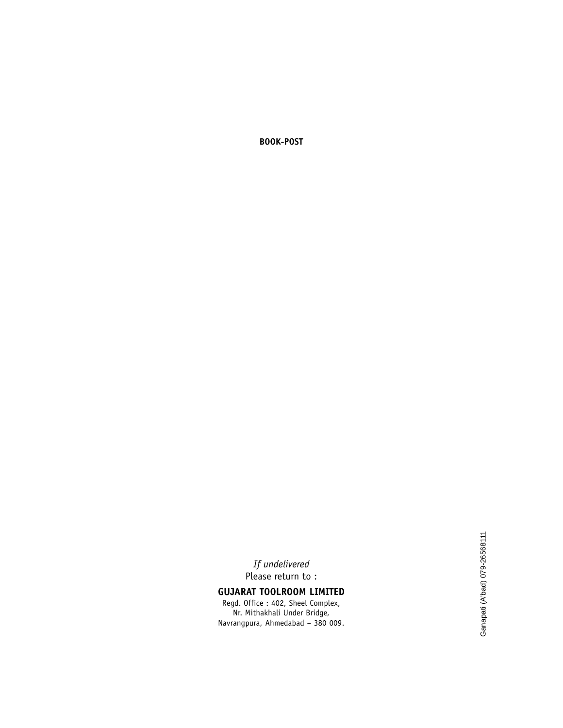**BOOK-POST**

*If undelivered*
Please return to :

**GUJARAT TOOLROOM LIMITED**

Regd. Office : 402, Sheel Complex,
Nr. Mithakhali Under Bridge,
Navrangpura, Ahmedabad – 380 009.

Ganapati (A'bad) 079-26568111